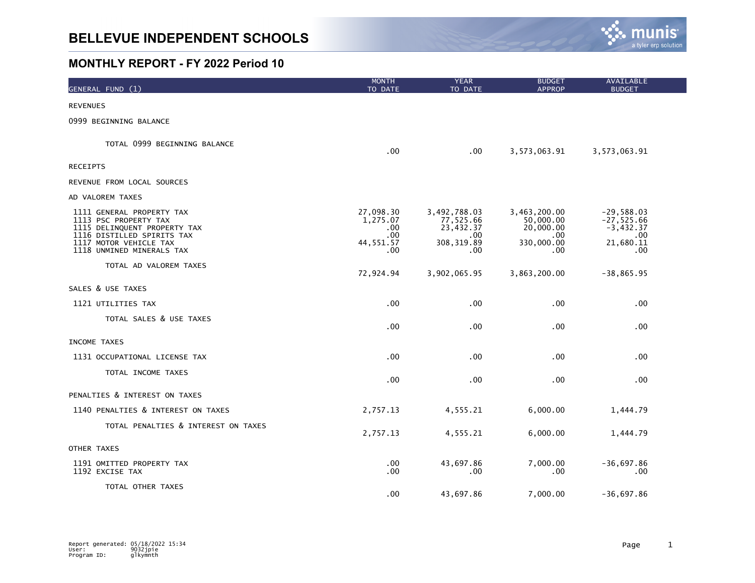# BELLEVUE INDEPENDENT SCHOOLS

## MONTHLY REPORT - FY 2022 Period 10

| GENERAL FUND (1) | MONTH TO DATE | YEAR TO DATE | BUDGET APPROP | AVAILABLE BUDGET |
|---|---|---|---|---|
| REVENUES | | | | |
| 0999 BEGINNING BALANCE | | | | |
| TOTAL 0999 BEGINNING BALANCE | .00 | .00 | 3,573,063.91 | 3,573,063.91 |
| RECEIPTS | | | | |
| REVENUE FROM LOCAL SOURCES | | | | |
| AD VALOREM TAXES | | | | |
| 1111 GENERAL PROPERTY TAX | 27,098.30 | 3,492,788.03 | 3,463,200.00 | -29,588.03 |
| 1113 PSC PROPERTY TAX | 1,275.07 | 77,525.66 | 50,000.00 | -27,525.66 |
| 1115 DELINQUENT PROPERTY TAX | .00 | 23,432.37 | 20,000.00 | -3,432.37 |
| 1116 DISTILLED SPIRITS TAX | .00 | .00 | .00 | .00 |
| 1117 MOTOR VEHICLE TAX | 44,551.57 | 308,319.89 | 330,000.00 | 21,680.11 |
| 1118 UNMINED MINERALS TAX | .00 | .00 | .00 | .00 |
| TOTAL AD VALOREM TAXES | 72,924.94 | 3,902,065.95 | 3,863,200.00 | -38,865.95 |
| SALES & USE TAXES | | | | |
| 1121 UTILITIES TAX | .00 | .00 | .00 | .00 |
| TOTAL SALES & USE TAXES | .00 | .00 | .00 | .00 |
| INCOME TAXES | | | | |
| 1131 OCCUPATIONAL LICENSE TAX | .00 | .00 | .00 | .00 |
| TOTAL INCOME TAXES | .00 | .00 | .00 | .00 |
| PENALTIES & INTEREST ON TAXES | | | | |
| 1140 PENALTIES & INTEREST ON TAXES | 2,757.13 | 4,555.21 | 6,000.00 | 1,444.79 |
| TOTAL PENALTIES & INTEREST ON TAXES | 2,757.13 | 4,555.21 | 6,000.00 | 1,444.79 |
| OTHER TAXES | | | | |
| 1191 OMITTED PROPERTY TAX | .00 | 43,697.86 | 7,000.00 | -36,697.86 |
| 1192 EXCISE TAX | .00 | .00 | .00 | .00 |
| TOTAL OTHER TAXES | .00 | 43,697.86 | 7,000.00 | -36,697.86 |

Report generated: 05/18/2022 15:34
User: 9032jpie
Program ID: glkymnth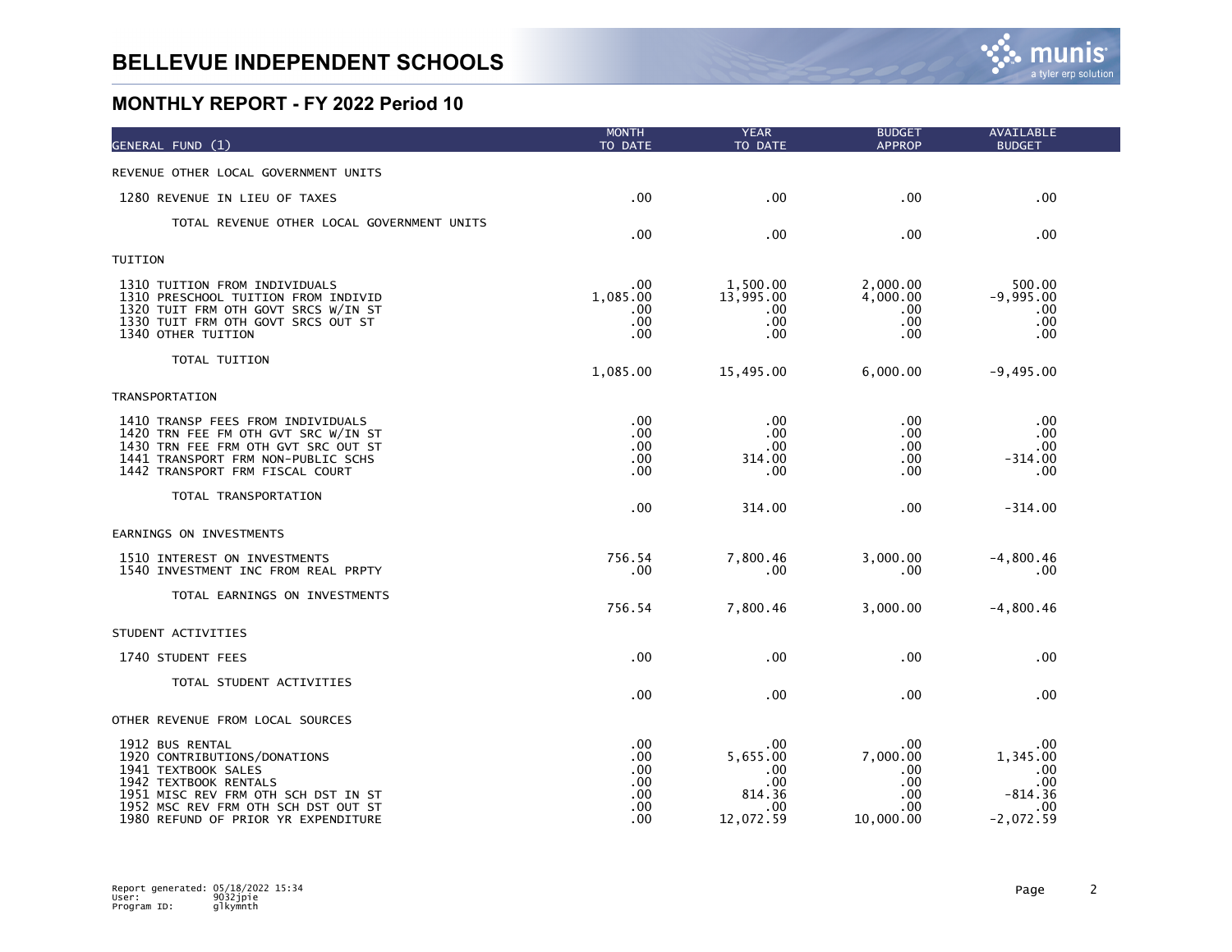# BELLEVUE INDEPENDENT SCHOOLS

## MONTHLY REPORT - FY 2022 Period 10

| GENERAL FUND (1) | MONTH TO DATE | YEAR TO DATE | BUDGET APPROP | AVAILABLE BUDGET |
|---|---|---|---|---|
| REVENUE OTHER LOCAL GOVERNMENT UNITS | | | | |
| 1280 REVENUE IN LIEU OF TAXES | .00 | .00 | .00 | .00 |
| TOTAL REVENUE OTHER LOCAL GOVERNMENT UNITS | .00 | .00 | .00 | .00 |
| TUITION | | | | |
| 1310 TUITION FROM INDIVIDUALS | .00 | 1,500.00 | 2,000.00 | 500.00 |
| 1310 PRESCHOOL TUITION FROM INDIVID | 1,085.00 | 13,995.00 | 4,000.00 | -9,995.00 |
| 1320 TUIT FRM OTH GOVT SRCS W/IN ST | .00 | .00 | .00 | .00 |
| 1330 TUIT FRM OTH GOVT SRCS OUT ST | .00 | .00 | .00 | .00 |
| 1340 OTHER TUITION | .00 | .00 | .00 | .00 |
| TOTAL TUITION | 1,085.00 | 15,495.00 | 6,000.00 | -9,495.00 |
| TRANSPORTATION | | | | |
| 1410 TRANSP FEES FROM INDIVIDUALS | .00 | .00 | .00 | .00 |
| 1420 TRN FEE FM OTH GVT SRC W/IN ST | .00 | .00 | .00 | .00 |
| 1430 TRN FEE FRM OTH GVT SRC OUT ST | .00 | .00 | .00 | .00 |
| 1441 TRANSPORT FRM NON-PUBLIC SCHS | .00 | 314.00 | .00 | -314.00 |
| 1442 TRANSPORT FRM FISCAL COURT | .00 | .00 | .00 | .00 |
| TOTAL TRANSPORTATION | .00 | 314.00 | .00 | -314.00 |
| EARNINGS ON INVESTMENTS | | | | |
| 1510 INTEREST ON INVESTMENTS | 756.54 | 7,800.46 | 3,000.00 | -4,800.46 |
| 1540 INVESTMENT INC FROM REAL PRPTY | .00 | .00 | .00 | .00 |
| TOTAL EARNINGS ON INVESTMENTS | 756.54 | 7,800.46 | 3,000.00 | -4,800.46 |
| STUDENT ACTIVITIES | | | | |
| 1740 STUDENT FEES | .00 | .00 | .00 | .00 |
| TOTAL STUDENT ACTIVITIES | .00 | .00 | .00 | .00 |
| OTHER REVENUE FROM LOCAL SOURCES | | | | |
| 1912 BUS RENTAL | .00 | .00 | .00 | .00 |
| 1920 CONTRIBUTIONS/DONATIONS | .00 | 5,655.00 | 7,000.00 | 1,345.00 |
| 1941 TEXTBOOK SALES | .00 | .00 | .00 | .00 |
| 1942 TEXTBOOK RENTALS | .00 | .00 | .00 | .00 |
| 1951 MISC REV FRM OTH SCH DST IN ST | .00 | 814.36 | .00 | -814.36 |
| 1952 MSC REV FRM OTH SCH DST OUT ST | .00 | .00 | .00 | .00 |
| 1980 REFUND OF PRIOR YR EXPENDITURE | .00 | 12,072.59 | 10,000.00 | -2,072.59 |

Report generated: 05/18/2022 15:34
User: 9032jpie
Program ID: glkymnth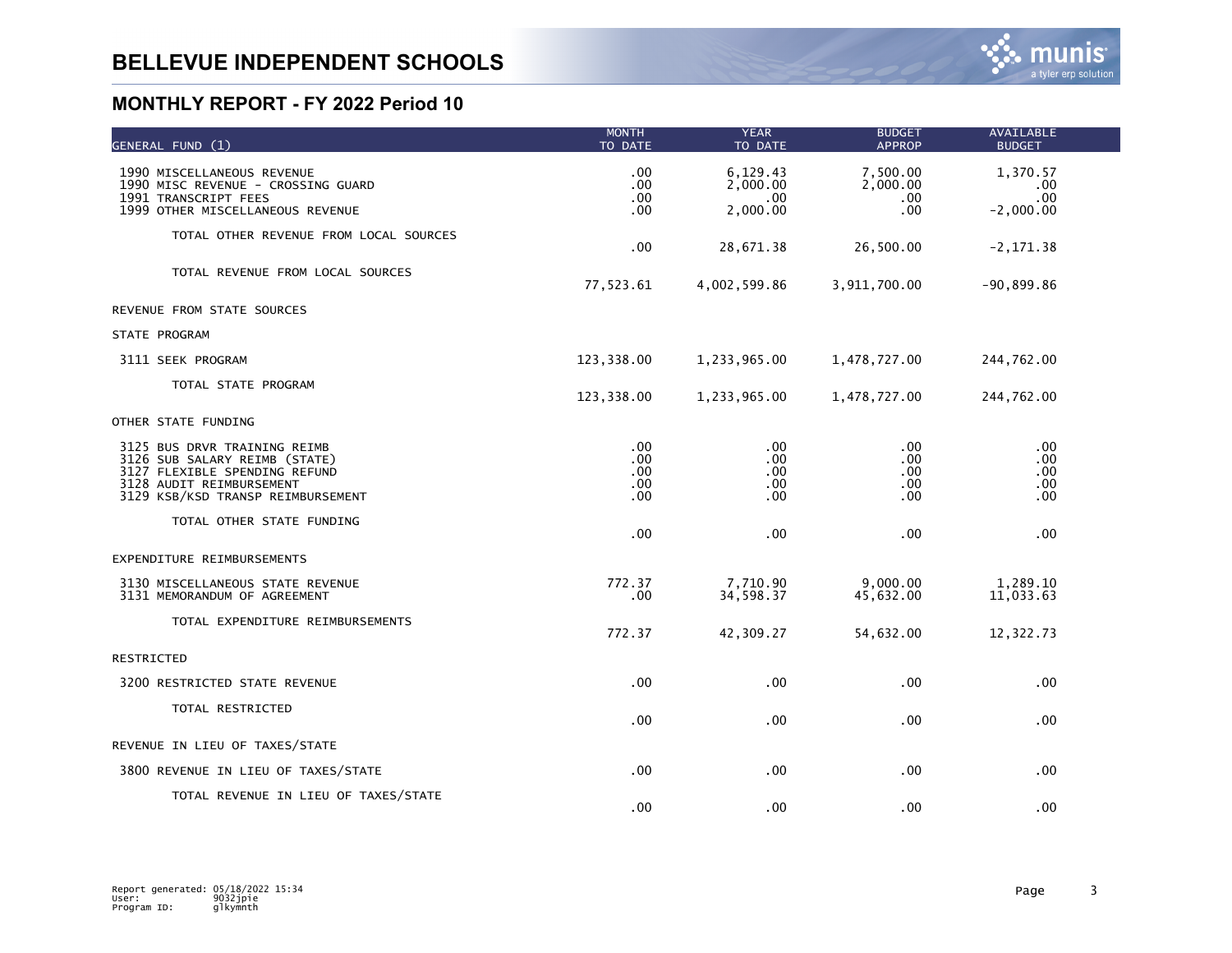# BELLEVUE INDEPENDENT SCHOOLS

## MONTHLY REPORT - FY 2022 Period 10

| GENERAL FUND (1) | MONTH TO DATE | YEAR TO DATE | BUDGET APPROP | AVAILABLE BUDGET |
|---|---|---|---|---|
| 1990 MISCELLANEOUS REVENUE | .00 | 6,129.43 | 7,500.00 | 1,370.57 |
| 1990 MISC REVENUE - CROSSING GUARD | .00 | 2,000.00 | 2,000.00 | .00 |
| 1991 TRANSCRIPT FEES | .00 | .00 | .00 | .00 |
| 1999 OTHER MISCELLANEOUS REVENUE | .00 | 2,000.00 | .00 | -2,000.00 |
| TOTAL OTHER REVENUE FROM LOCAL SOURCES | .00 | 28,671.38 | 26,500.00 | -2,171.38 |
| TOTAL REVENUE FROM LOCAL SOURCES | 77,523.61 | 4,002,599.86 | 3,911,700.00 | -90,899.86 |
| REVENUE FROM STATE SOURCES | | | | |
| STATE PROGRAM | | | | |
| 3111 SEEK PROGRAM | 123,338.00 | 1,233,965.00 | 1,478,727.00 | 244,762.00 |
| TOTAL STATE PROGRAM | 123,338.00 | 1,233,965.00 | 1,478,727.00 | 244,762.00 |
| OTHER STATE FUNDING | | | | |
| 3125 BUS DRVR TRAINING REIMB | .00 | .00 | .00 | .00 |
| 3126 SUB SALARY REIMB (STATE) | .00 | .00 | .00 | .00 |
| 3127 FLEXIBLE SPENDING REFUND | .00 | .00 | .00 | .00 |
| 3128 AUDIT REIMBURSEMENT | .00 | .00 | .00 | .00 |
| 3129 KSB/KSD TRANSP REIMBURSEMENT | .00 | .00 | .00 | .00 |
| TOTAL OTHER STATE FUNDING | .00 | .00 | .00 | .00 |
| EXPENDITURE REIMBURSEMENTS | | | | |
| 3130 MISCELLANEOUS STATE REVENUE | 772.37 | 7,710.90 | 9,000.00 | 1,289.10 |
| 3131 MEMORANDUM OF AGREEMENT | .00 | 34,598.37 | 45,632.00 | 11,033.63 |
| TOTAL EXPENDITURE REIMBURSEMENTS | 772.37 | 42,309.27 | 54,632.00 | 12,322.73 |
| RESTRICTED | | | | |
| 3200 RESTRICTED STATE REVENUE | .00 | .00 | .00 | .00 |
| TOTAL RESTRICTED | .00 | .00 | .00 | .00 |
| REVENUE IN LIEU OF TAXES/STATE | | | | |
| 3800 REVENUE IN LIEU OF TAXES/STATE | .00 | .00 | .00 | .00 |
| TOTAL REVENUE IN LIEU OF TAXES/STATE | .00 | .00 | .00 | .00 |

Report generated: 05/18/2022 15:34
User: 9032jpie
Program ID: glkymnth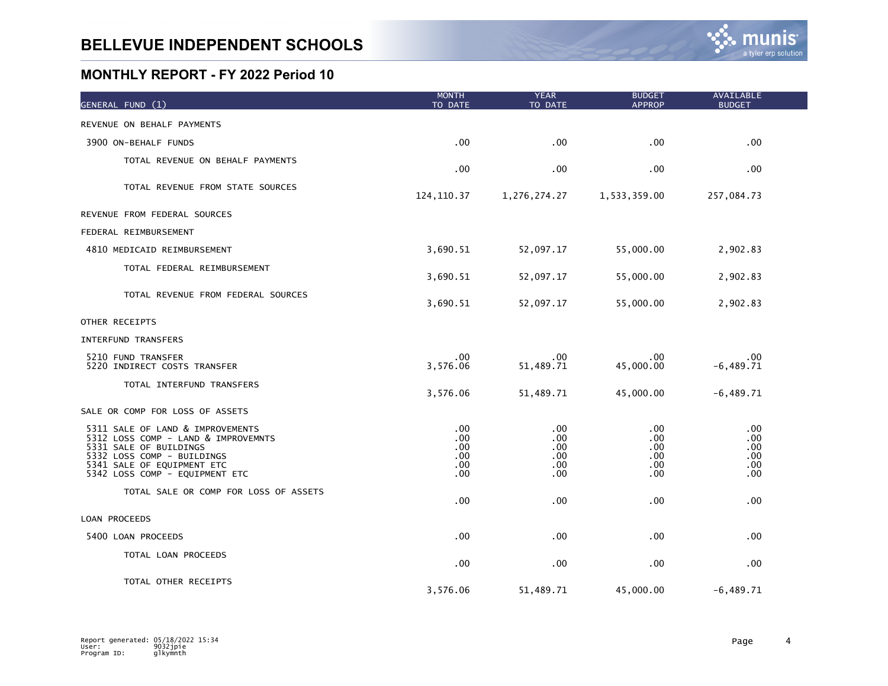# BELLEVUE INDEPENDENT SCHOOLS

## MONTHLY REPORT - FY 2022 Period 10

| GENERAL FUND (1) | MONTH TO DATE | YEAR TO DATE | BUDGET APPROP | AVAILABLE BUDGET |
|---|---|---|---|---|
| REVENUE ON BEHALF PAYMENTS | | | | |
| 3900 ON-BEHALF FUNDS | .00 | .00 | .00 | .00 |
| TOTAL REVENUE ON BEHALF PAYMENTS | .00 | .00 | .00 | .00 |
| TOTAL REVENUE FROM STATE SOURCES | 124,110.37 | 1,276,274.27 | 1,533,359.00 | 257,084.73 |
| REVENUE FROM FEDERAL SOURCES | | | | |
| FEDERAL REIMBURSEMENT | | | | |
| 4810 MEDICAID REIMBURSEMENT | 3,690.51 | 52,097.17 | 55,000.00 | 2,902.83 |
| TOTAL FEDERAL REIMBURSEMENT | 3,690.51 | 52,097.17 | 55,000.00 | 2,902.83 |
| TOTAL REVENUE FROM FEDERAL SOURCES | 3,690.51 | 52,097.17 | 55,000.00 | 2,902.83 |
| OTHER RECEIPTS | | | | |
| INTERFUND TRANSFERS | | | | |
| 5210 FUND TRANSFER | .00 | .00 | .00 | .00 |
| 5220 INDIRECT COSTS TRANSFER | 3,576.06 | 51,489.71 | 45,000.00 | -6,489.71 |
| TOTAL INTERFUND TRANSFERS | 3,576.06 | 51,489.71 | 45,000.00 | -6,489.71 |
| SALE OR COMP FOR LOSS OF ASSETS | | | | |
| 5311 SALE OF LAND & IMPROVEMENTS | .00 | .00 | .00 | .00 |
| 5312 LOSS COMP - LAND & IMPROVEMNTS | .00 | .00 | .00 | .00 |
| 5331 SALE OF BUILDINGS | .00 | .00 | .00 | .00 |
| 5332 LOSS COMP - BUILDINGS | .00 | .00 | .00 | .00 |
| 5341 SALE OF EQUIPMENT ETC | .00 | .00 | .00 | .00 |
| 5342 LOSS COMP - EQUIPMENT ETC | .00 | .00 | .00 | .00 |
| TOTAL SALE OR COMP FOR LOSS OF ASSETS | .00 | .00 | .00 | .00 |
| LOAN PROCEEDS | | | | |
| 5400 LOAN PROCEEDS | .00 | .00 | .00 | .00 |
| TOTAL LOAN PROCEEDS | .00 | .00 | .00 | .00 |
| TOTAL OTHER RECEIPTS | 3,576.06 | 51,489.71 | 45,000.00 | -6,489.71 |

Report generated: 05/18/2022 15:34
User: 9032jpie
Program ID: glkymnth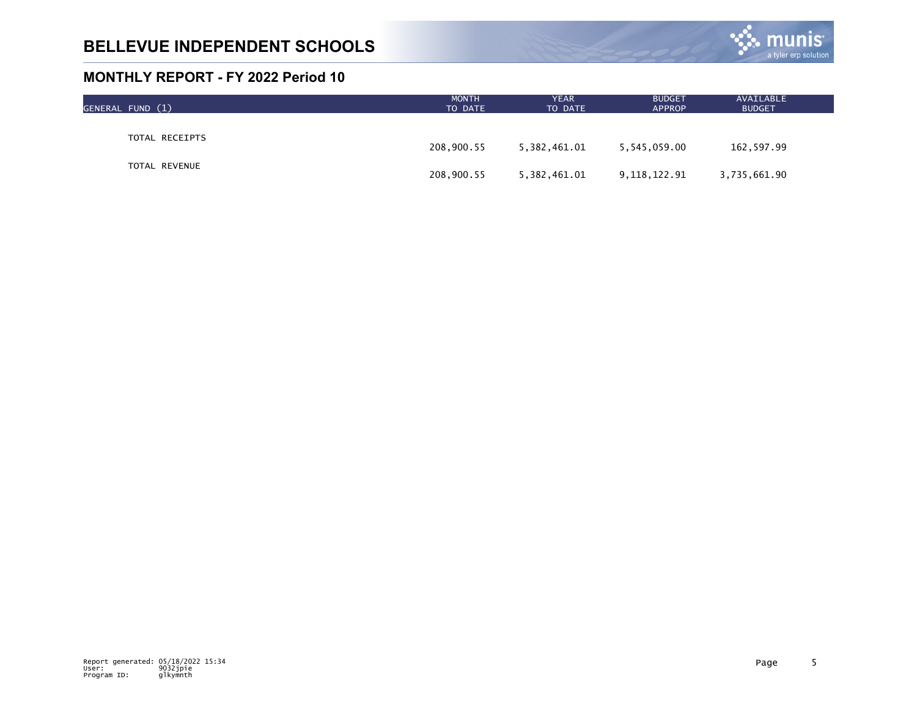# BELLEVUE INDEPENDENT SCHOOLS

## MONTHLY REPORT - FY 2022 Period 10

| GENERAL FUND (1) | MONTH TO DATE | YEAR TO DATE | BUDGET APPROP | AVAILABLE BUDGET |
|---|---|---|---|---|
| TOTAL RECEIPTS | 208,900.55 | 5,382,461.01 | 5,545,059.00 | 162,597.99 |
| TOTAL REVENUE | 208,900.55 | 5,382,461.01 | 9,118,122.91 | 3,735,661.90 |

Report generated: 05/18/2022 15:34
User: 9032jpie
Program ID: glkymnth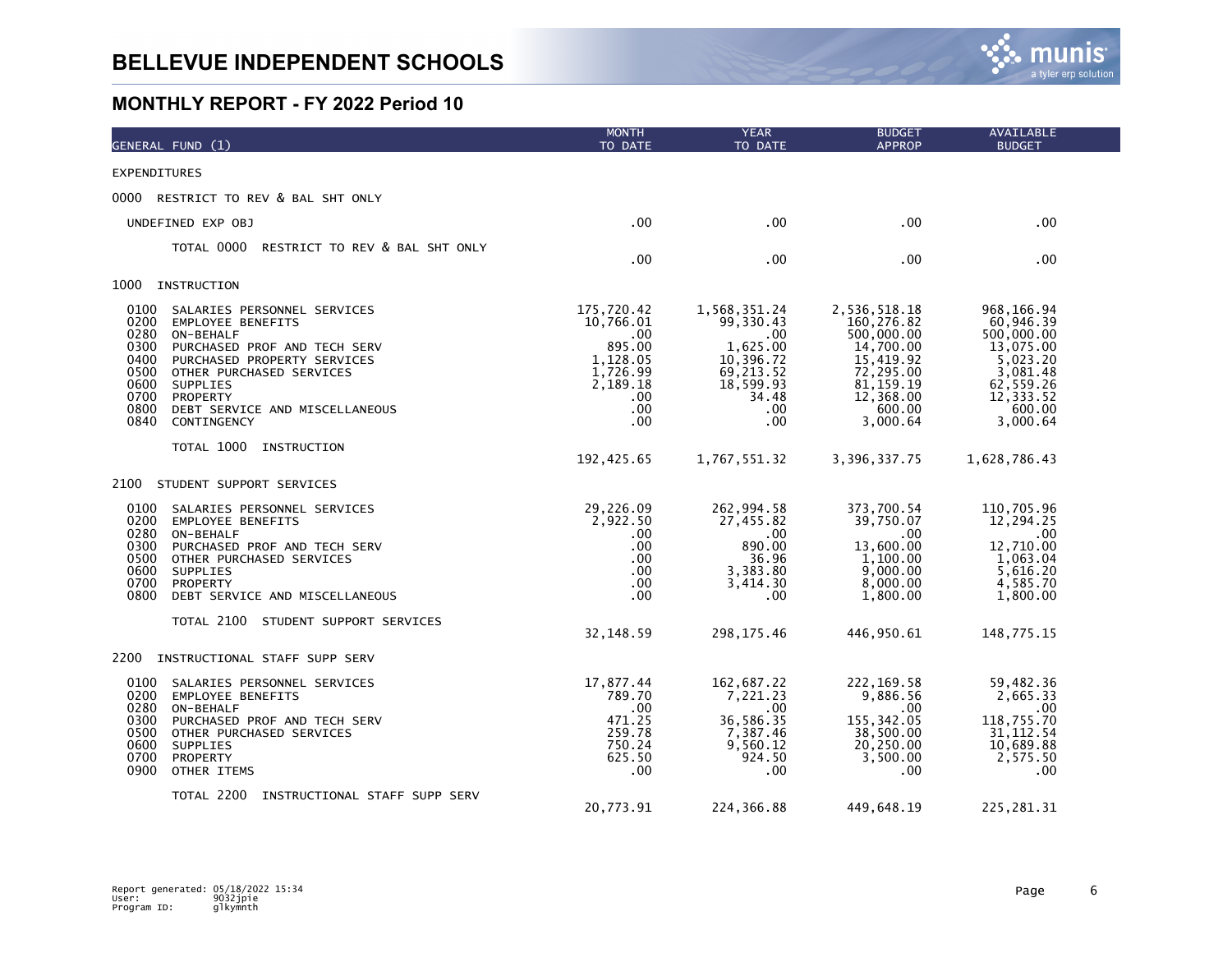# BELLEVUE INDEPENDENT SCHOOLS

## MONTHLY REPORT - FY 2022 Period 10

| GENERAL FUND (1) | MONTH TO DATE | YEAR TO DATE | BUDGET APPROP | AVAILABLE BUDGET |
|---|---|---|---|---|
| **EXPENDITURES** | | | | |
| **0000 RESTRICT TO REV & BAL SHT ONLY** | | | | |
| UNDEFINED EXP OBJ | .00 | .00 | .00 | .00 |
| TOTAL 0000 RESTRICT TO REV & BAL SHT ONLY | .00 | .00 | .00 | .00 |
| **1000 INSTRUCTION** | | | | |
| 0100 SALARIES PERSONNEL SERVICES | 175,720.42 | 1,568,351.24 | 2,536,518.18 | 968,166.94 |
| 0200 EMPLOYEE BENEFITS | 10,766.01 | 99,330.43 | 160,276.82 | 60,946.39 |
| 0280 ON-BEHALF | .00 | .00 | 500,000.00 | 500,000.00 |
| 0300 PURCHASED PROF AND TECH SERV | 895.00 | 1,625.00 | 14,700.00 | 13,075.00 |
| 0400 PURCHASED PROPERTY SERVICES | 1,128.05 | 10,396.72 | 15,419.92 | 5,023.20 |
| 0500 OTHER PURCHASED SERVICES | 1,726.99 | 69,213.52 | 72,295.00 | 3,081.48 |
| 0600 SUPPLIES | 2,189.18 | 18,599.93 | 81,159.19 | 62,559.26 |
| 0700 PROPERTY | .00 | 34.48 | 12,368.00 | 12,333.52 |
| 0800 DEBT SERVICE AND MISCELLANEOUS | .00 | .00 | 600.00 | 600.00 |
| 0840 CONTINGENCY | .00 | .00 | 3,000.64 | 3,000.64 |
| TOTAL 1000 INSTRUCTION | 192,425.65 | 1,767,551.32 | 3,396,337.75 | 1,628,786.43 |
| **2100 STUDENT SUPPORT SERVICES** | | | | |
| 0100 SALARIES PERSONNEL SERVICES | 29,226.09 | 262,994.58 | 373,700.54 | 110,705.96 |
| 0200 EMPLOYEE BENEFITS | 2,922.50 | 27,455.82 | 39,750.07 | 12,294.25 |
| 0280 ON-BEHALF | .00 | .00 | .00 | .00 |
| 0300 PURCHASED PROF AND TECH SERV | .00 | 890.00 | 13,600.00 | 12,710.00 |
| 0500 OTHER PURCHASED SERVICES | .00 | 36.96 | 1,100.00 | 1,063.04 |
| 0600 SUPPLIES | .00 | 3,383.80 | 9,000.00 | 5,616.20 |
| 0700 PROPERTY | .00 | 3,414.30 | 8,000.00 | 4,585.70 |
| 0800 DEBT SERVICE AND MISCELLANEOUS | .00 | .00 | 1,800.00 | 1,800.00 |
| TOTAL 2100 STUDENT SUPPORT SERVICES | 32,148.59 | 298,175.46 | 446,950.61 | 148,775.15 |
| **2200 INSTRUCTIONAL STAFF SUPP SERV** | | | | |
| 0100 SALARIES PERSONNEL SERVICES | 17,877.44 | 162,687.22 | 222,169.58 | 59,482.36 |
| 0200 EMPLOYEE BENEFITS | 789.70 | 7,221.23 | 9,886.56 | 2,665.33 |
| 0280 ON-BEHALF | .00 | .00 | .00 | .00 |
| 0300 PURCHASED PROF AND TECH SERV | 471.25 | 36,586.35 | 155,342.05 | 118,755.70 |
| 0500 OTHER PURCHASED SERVICES | 259.78 | 7,387.46 | 38,500.00 | 31,112.54 |
| 0600 SUPPLIES | 750.24 | 9,560.12 | 20,250.00 | 10,689.88 |
| 0700 PROPERTY | 625.50 | 924.50 | 3,500.00 | 2,575.50 |
| 0900 OTHER ITEMS | .00 | .00 | .00 | .00 |
| TOTAL 2200 INSTRUCTIONAL STAFF SUPP SERV | 20,773.91 | 224,366.88 | 449,648.19 | 225,281.31 |

Report generated: 05/18/2022 15:34
User: 9032jpie
Program ID: glkymnth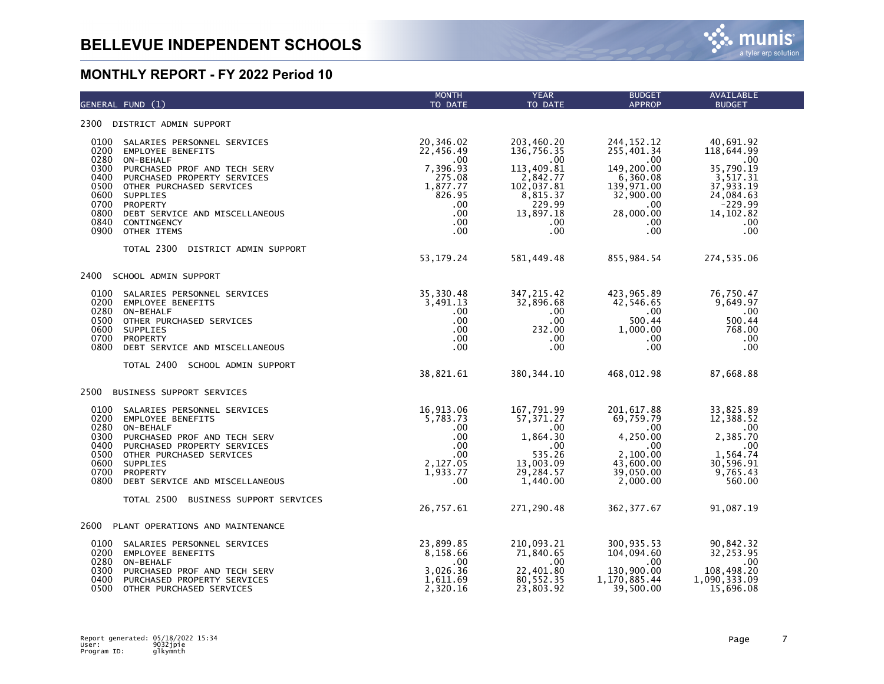# BELLEVUE INDEPENDENT SCHOOLS

## MONTHLY REPORT - FY 2022 Period 10

| GENERAL FUND (1) | MONTH TO DATE | YEAR TO DATE | BUDGET APPROP | AVAILABLE BUDGET |
|---|---|---|---|---|
| **2300 DISTRICT ADMIN SUPPORT** | | | | |
| 0100 SALARIES PERSONNEL SERVICES | 20,346.02 | 203,460.20 | 244,152.12 | 40,691.92 |
| 0200 EMPLOYEE BENEFITS | 22,456.49 | 136,756.35 | 255,401.34 | 118,644.99 |
| 0280 ON-BEHALF | .00 | .00 | .00 | .00 |
| 0300 PURCHASED PROF AND TECH SERV | 7,396.93 | 113,409.81 | 149,200.00 | 35,790.19 |
| 0400 PURCHASED PROPERTY SERVICES | 275.08 | 2,842.77 | 6,360.08 | 3,517.31 |
| 0500 OTHER PURCHASED SERVICES | 1,877.77 | 102,037.81 | 139,971.00 | 37,933.19 |
| 0600 SUPPLIES | 826.95 | 8,815.37 | 32,900.00 | 24,084.63 |
| 0700 PROPERTY | .00 | 229.99 | .00 | -229.99 |
| 0800 DEBT SERVICE AND MISCELLANEOUS | .00 | 13,897.18 | 28,000.00 | 14,102.82 |
| 0840 CONTINGENCY | .00 | .00 | .00 | .00 |
| 0900 OTHER ITEMS | .00 | .00 | .00 | .00 |
| TOTAL 2300 DISTRICT ADMIN SUPPORT | 53,179.24 | 581,449.48 | 855,984.54 | 274,535.06 |
| **2400 SCHOOL ADMIN SUPPORT** | | | | |
| 0100 SALARIES PERSONNEL SERVICES | 35,330.48 | 347,215.42 | 423,965.89 | 76,750.47 |
| 0200 EMPLOYEE BENEFITS | 3,491.13 | 32,896.68 | 42,546.65 | 9,649.97 |
| 0280 ON-BEHALF | .00 | .00 | .00 | .00 |
| 0500 OTHER PURCHASED SERVICES | .00 | .00 | 500.44 | 500.44 |
| 0600 SUPPLIES | .00 | 232.00 | 1,000.00 | 768.00 |
| 0700 PROPERTY | .00 | .00 | .00 | .00 |
| 0800 DEBT SERVICE AND MISCELLANEOUS | .00 | .00 | .00 | .00 |
| TOTAL 2400 SCHOOL ADMIN SUPPORT | 38,821.61 | 380,344.10 | 468,012.98 | 87,668.88 |
| **2500 BUSINESS SUPPORT SERVICES** | | | | |
| 0100 SALARIES PERSONNEL SERVICES | 16,913.06 | 167,791.99 | 201,617.88 | 33,825.89 |
| 0200 EMPLOYEE BENEFITS | 5,783.73 | 57,371.27 | 69,759.79 | 12,388.52 |
| 0280 ON-BEHALF | .00 | .00 | .00 | .00 |
| 0300 PURCHASED PROF AND TECH SERV | .00 | 1,864.30 | 4,250.00 | 2,385.70 |
| 0400 PURCHASED PROPERTY SERVICES | .00 | .00 | .00 | .00 |
| 0500 OTHER PURCHASED SERVICES | .00 | 535.26 | 2,100.00 | 1,564.74 |
| 0600 SUPPLIES | 2,127.05 | 13,003.09 | 43,600.00 | 30,596.91 |
| 0700 PROPERTY | 1,933.77 | 29,284.57 | 39,050.00 | 9,765.43 |
| 0800 DEBT SERVICE AND MISCELLANEOUS | .00 | 1,440.00 | 2,000.00 | 560.00 |
| TOTAL 2500 BUSINESS SUPPORT SERVICES | 26,757.61 | 271,290.48 | 362,377.67 | 91,087.19 |
| **2600 PLANT OPERATIONS AND MAINTENANCE** | | | | |
| 0100 SALARIES PERSONNEL SERVICES | 23,899.85 | 210,093.21 | 300,935.53 | 90,842.32 |
| 0200 EMPLOYEE BENEFITS | 8,158.66 | 71,840.65 | 104,094.60 | 32,253.95 |
| 0280 ON-BEHALF | .00 | .00 | .00 | .00 |
| 0300 PURCHASED PROF AND TECH SERV | 3,026.36 | 22,401.80 | 130,900.00 | 108,498.20 |
| 0400 PURCHASED PROPERTY SERVICES | 1,611.69 | 80,552.35 | 1,170,885.44 | 1,090,333.09 |
| 0500 OTHER PURCHASED SERVICES | 2,320.16 | 23,803.92 | 39,500.00 | 15,696.08 |

Report generated: 05/18/2022 15:34
User: 9032jpie
Program ID: glkymnth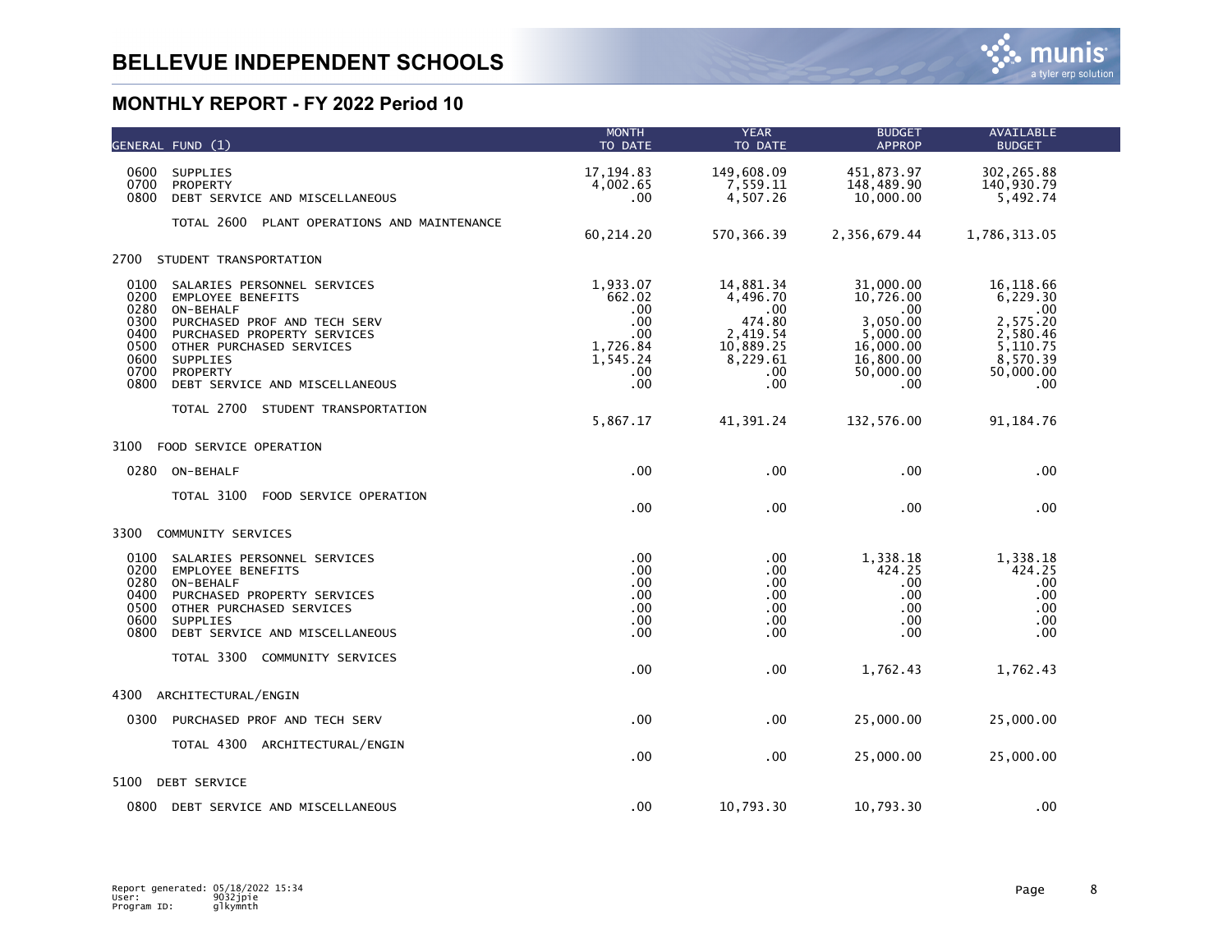# BELLEVUE INDEPENDENT SCHOOLS

## MONTHLY REPORT - FY 2022 Period 10

| GENERAL FUND (1) | MONTH TO DATE | YEAR TO DATE | BUDGET APPROP | AVAILABLE BUDGET |
|---|---|---|---|---|
| 0600 SUPPLIES | 17,194.83 | 149,608.09 | 451,873.97 | 302,265.88 |
| 0700 PROPERTY | 4,002.65 | 7,559.11 | 148,489.90 | 140,930.79 |
| 0800 DEBT SERVICE AND MISCELLANEOUS | .00 | 4,507.26 | 10,000.00 | 5,492.74 |
| TOTAL 2600 PLANT OPERATIONS AND MAINTENANCE | 60,214.20 | 570,366.39 | 2,356,679.44 | 1,786,313.05 |
| **2700 STUDENT TRANSPORTATION** | | | | |
| 0100 SALARIES PERSONNEL SERVICES | 1,933.07 | 14,881.34 | 31,000.00 | 16,118.66 |
| 0200 EMPLOYEE BENEFITS | 662.02 | 4,496.70 | 10,726.00 | 6,229.30 |
| 0280 ON-BEHALF | .00 | .00 | .00 | .00 |
| 0300 PURCHASED PROF AND TECH SERV | .00 | 474.80 | 3,050.00 | 2,575.20 |
| 0400 PURCHASED PROPERTY SERVICES | .00 | 2,419.54 | 5,000.00 | 2,580.46 |
| 0500 OTHER PURCHASED SERVICES | 1,726.84 | 10,889.25 | 16,000.00 | 5,110.75 |
| 0600 SUPPLIES | 1,545.24 | 8,229.61 | 16,800.00 | 8,570.39 |
| 0700 PROPERTY | .00 | .00 | 50,000.00 | 50,000.00 |
| 0800 DEBT SERVICE AND MISCELLANEOUS | .00 | .00 | .00 | .00 |
| TOTAL 2700 STUDENT TRANSPORTATION | 5,867.17 | 41,391.24 | 132,576.00 | 91,184.76 |
| **3100 FOOD SERVICE OPERATION** | | | | |
| 0280 ON-BEHALF | .00 | .00 | .00 | .00 |
| TOTAL 3100 FOOD SERVICE OPERATION | .00 | .00 | .00 | .00 |
| **3300 COMMUNITY SERVICES** | | | | |
| 0100 SALARIES PERSONNEL SERVICES | .00 | .00 | 1,338.18 | 1,338.18 |
| 0200 EMPLOYEE BENEFITS | .00 | .00 | 424.25 | 424.25 |
| 0280 ON-BEHALF | .00 | .00 | .00 | .00 |
| 0400 PURCHASED PROPERTY SERVICES | .00 | .00 | .00 | .00 |
| 0500 OTHER PURCHASED SERVICES | .00 | .00 | .00 | .00 |
| 0600 SUPPLIES | .00 | .00 | .00 | .00 |
| 0800 DEBT SERVICE AND MISCELLANEOUS | .00 | .00 | .00 | .00 |
| TOTAL 3300 COMMUNITY SERVICES | .00 | .00 | 1,762.43 | 1,762.43 |
| **4300 ARCHITECTURAL/ENGIN** | | | | |
| 0300 PURCHASED PROF AND TECH SERV | .00 | .00 | 25,000.00 | 25,000.00 |
| TOTAL 4300 ARCHITECTURAL/ENGIN | .00 | .00 | 25,000.00 | 25,000.00 |
| **5100 DEBT SERVICE** | | | | |
| 0800 DEBT SERVICE AND MISCELLANEOUS | .00 | 10,793.30 | 10,793.30 | .00 |

Report generated: 05/18/2022 15:34
User: 9032jpie
Program ID: glkymnth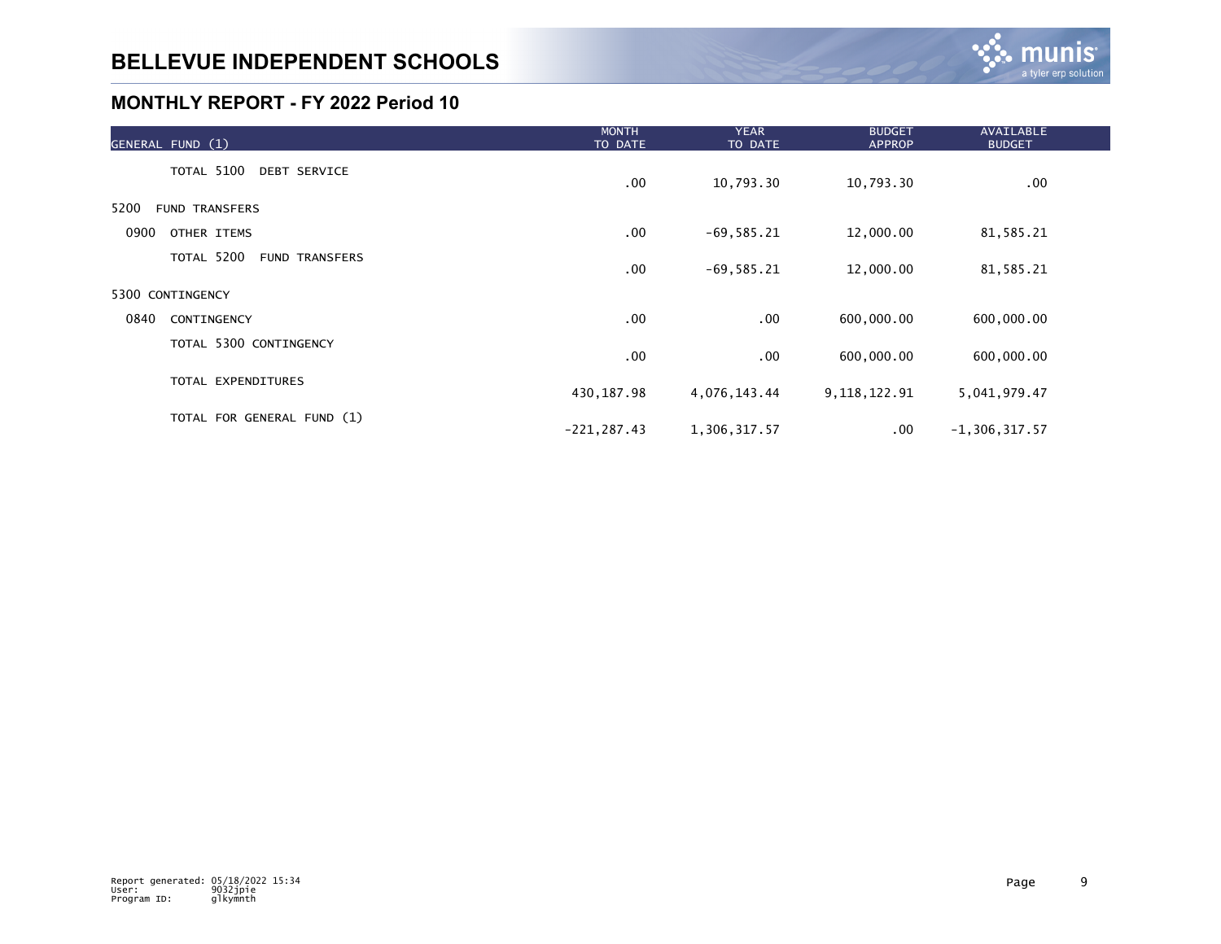# BELLEVUE INDEPENDENT SCHOOLS

## MONTHLY REPORT - FY 2022 Period 10

| GENERAL FUND (1) | MONTH TO DATE | YEAR TO DATE | BUDGET APPROP | AVAILABLE BUDGET |
|---|---|---|---|---|
| TOTAL 5100 DEBT SERVICE | .00 | 10,793.30 | 10,793.30 | .00 |
| 5200 FUND TRANSFERS | | | | |
| 0900 OTHER ITEMS | .00 | -69,585.21 | 12,000.00 | 81,585.21 |
| TOTAL 5200 FUND TRANSFERS | .00 | -69,585.21 | 12,000.00 | 81,585.21 |
| 5300 CONTINGENCY | | | | |
| 0840 CONTINGENCY | .00 | .00 | 600,000.00 | 600,000.00 |
| TOTAL 5300 CONTINGENCY | .00 | .00 | 600,000.00 | 600,000.00 |
| TOTAL EXPENDITURES | 430,187.98 | 4,076,143.44 | 9,118,122.91 | 5,041,979.47 |
| TOTAL FOR GENERAL FUND (1) | -221,287.43 | 1,306,317.57 | .00 | -1,306,317.57 |

Report generated: 05/18/2022 15:34
User: 9032jpie
Program ID: glkymnth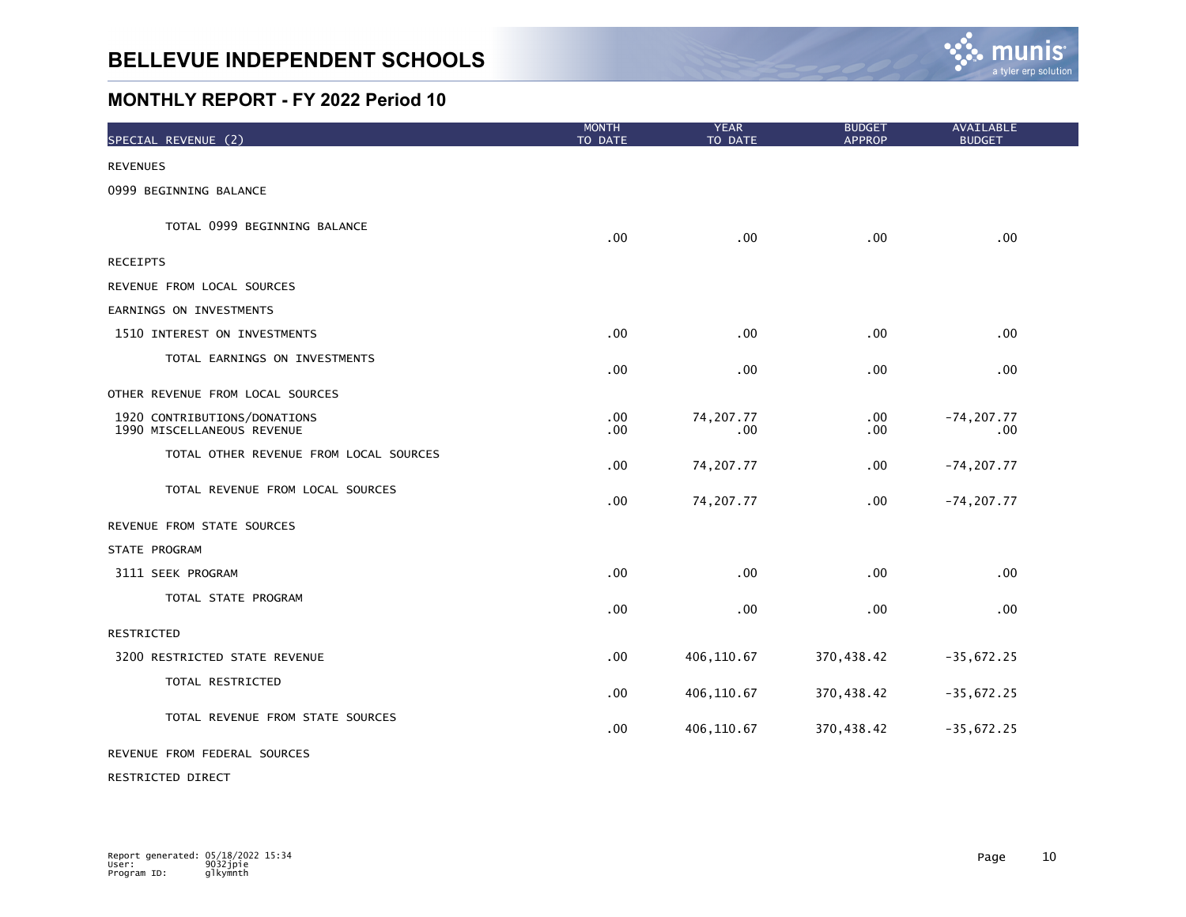# BELLEVUE INDEPENDENT SCHOOLS

## MONTHLY REPORT - FY 2022 Period 10

| SPECIAL REVENUE (2) | MONTH TO DATE | YEAR TO DATE | BUDGET APPROP | AVAILABLE BUDGET |
|---|---|---|---|---|
| REVENUES | | | | |
| 0999 BEGINNING BALANCE | | | | |
| TOTAL 0999 BEGINNING BALANCE | .00 | .00 | .00 | .00 |
| RECEIPTS | | | | |
| REVENUE FROM LOCAL SOURCES | | | | |
| EARNINGS ON INVESTMENTS | | | | |
| 1510 INTEREST ON INVESTMENTS | .00 | .00 | .00 | .00 |
| TOTAL EARNINGS ON INVESTMENTS | .00 | .00 | .00 | .00 |
| OTHER REVENUE FROM LOCAL SOURCES | | | | |
| 1920 CONTRIBUTIONS/DONATIONS | .00 | 74,207.77 | .00 | -74,207.77 |
| 1990 MISCELLANEOUS REVENUE | .00 | .00 | .00 | .00 |
| TOTAL OTHER REVENUE FROM LOCAL SOURCES | .00 | 74,207.77 | .00 | -74,207.77 |
| TOTAL REVENUE FROM LOCAL SOURCES | .00 | 74,207.77 | .00 | -74,207.77 |
| REVENUE FROM STATE SOURCES | | | | |
| STATE PROGRAM | | | | |
| 3111 SEEK PROGRAM | .00 | .00 | .00 | .00 |
| TOTAL STATE PROGRAM | .00 | .00 | .00 | .00 |
| RESTRICTED | | | | |
| 3200 RESTRICTED STATE REVENUE | .00 | 406,110.67 | 370,438.42 | -35,672.25 |
| TOTAL RESTRICTED | .00 | 406,110.67 | 370,438.42 | -35,672.25 |
| TOTAL REVENUE FROM STATE SOURCES | .00 | 406,110.67 | 370,438.42 | -35,672.25 |
| REVENUE FROM FEDERAL SOURCES | | | | |
| RESTRICTED DIRECT | | | | |

Report generated: 05/18/2022 15:34
User: 9032jpie
Program ID: glkymnth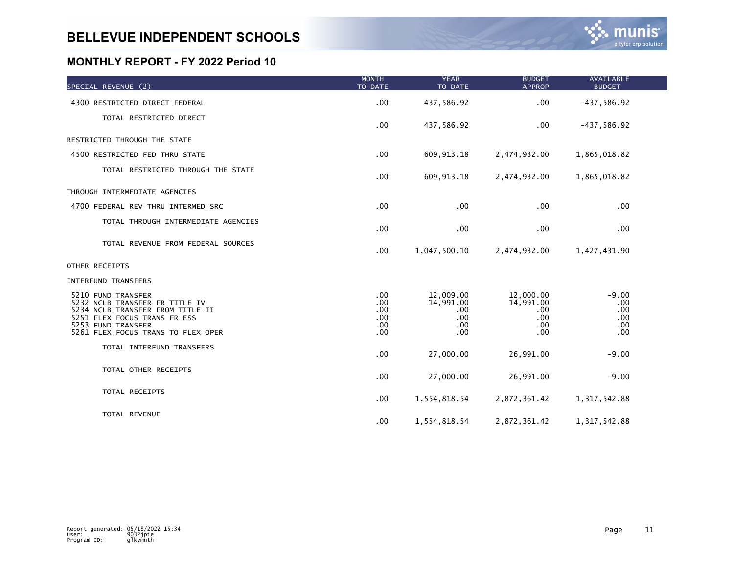# BELLEVUE INDEPENDENT SCHOOLS

## MONTHLY REPORT - FY 2022 Period 10

| SPECIAL REVENUE (2) | MONTH TO DATE | YEAR TO DATE | BUDGET APPROP | AVAILABLE BUDGET |
|---|---|---|---|---|
| 4300 RESTRICTED DIRECT FEDERAL | .00 | 437,586.92 | .00 | -437,586.92 |
| TOTAL RESTRICTED DIRECT | .00 | 437,586.92 | .00 | -437,586.92 |
| RESTRICTED THROUGH THE STATE | | | | |
| 4500 RESTRICTED FED THRU STATE | .00 | 609,913.18 | 2,474,932.00 | 1,865,018.82 |
| TOTAL RESTRICTED THROUGH THE STATE | .00 | 609,913.18 | 2,474,932.00 | 1,865,018.82 |
| THROUGH INTERMEDIATE AGENCIES | | | | |
| 4700 FEDERAL REV THRU INTERMED SRC | .00 | .00 | .00 | .00 |
| TOTAL THROUGH INTERMEDIATE AGENCIES | .00 | .00 | .00 | .00 |
| TOTAL REVENUE FROM FEDERAL SOURCES | .00 | 1,047,500.10 | 2,474,932.00 | 1,427,431.90 |
| OTHER RECEIPTS | | | | |
| INTERFUND TRANSFERS | | | | |
| 5210 FUND TRANSFER | .00 | 12,009.00 | 12,000.00 | -9.00 |
| 5232 NCLB TRANSFER FR TITLE IV | .00 | 14,991.00 | 14,991.00 | .00 |
| 5234 NCLB TRANSFER FROM TITLE II | .00 | .00 | .00 | .00 |
| 5251 FLEX FOCUS TRANS FR ESS | .00 | .00 | .00 | .00 |
| 5253 FUND TRANSFER | .00 | .00 | .00 | .00 |
| 5261 FLEX FOCUS TRANS TO FLEX OPER | .00 | .00 | .00 | .00 |
| TOTAL INTERFUND TRANSFERS | .00 | 27,000.00 | 26,991.00 | -9.00 |
| TOTAL OTHER RECEIPTS | .00 | 27,000.00 | 26,991.00 | -9.00 |
| TOTAL RECEIPTS | .00 | 1,554,818.54 | 2,872,361.42 | 1,317,542.88 |
| TOTAL REVENUE | .00 | 1,554,818.54 | 2,872,361.42 | 1,317,542.88 |

Report generated: 05/18/2022 15:34
User: 9032jpie
Program ID: glkymnth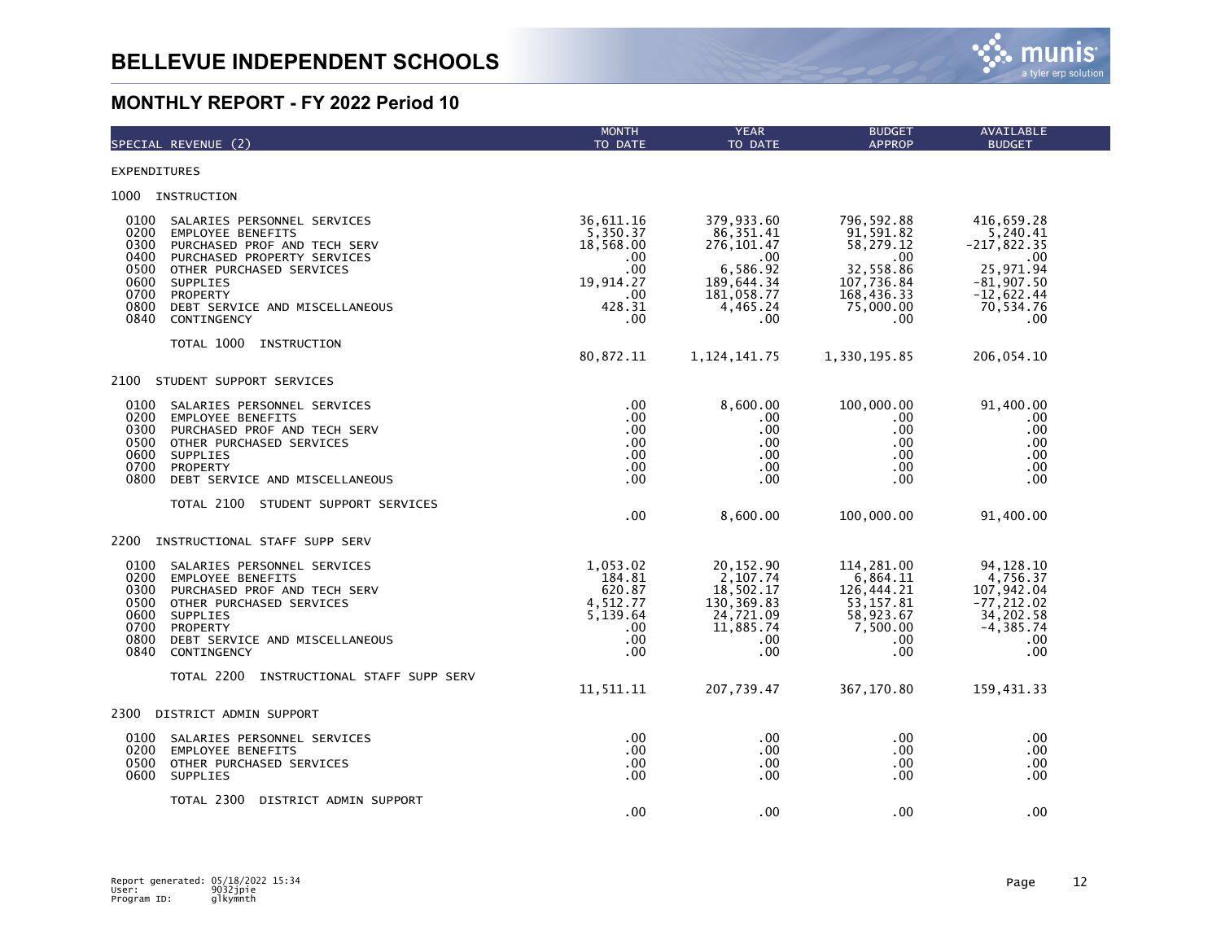# BELLEVUE INDEPENDENT SCHOOLS

## MONTHLY REPORT - FY 2022 Period 10

| SPECIAL REVENUE (2) | MONTH TO DATE | YEAR TO DATE | BUDGET APPROP | AVAILABLE BUDGET |
|---|---|---|---|---|
| EXPENDITURES | | | | |
| 1000 INSTRUCTION | | | | |
| 0100 SALARIES PERSONNEL SERVICES | 36,611.16 | 379,933.60 | 796,592.88 | 416,659.28 |
| 0200 EMPLOYEE BENEFITS | 5,350.37 | 86,351.41 | 91,591.82 | 5,240.41 |
| 0300 PURCHASED PROF AND TECH SERV | 18,568.00 | 276,101.47 | 58,279.12 | -217,822.35 |
| 0400 PURCHASED PROPERTY SERVICES | .00 | .00 | .00 | .00 |
| 0500 OTHER PURCHASED SERVICES | .00 | 6,586.92 | 32,558.86 | 25,971.94 |
| 0600 SUPPLIES | 19,914.27 | 189,644.34 | 107,736.84 | -81,907.50 |
| 0700 PROPERTY | .00 | 181,058.77 | 168,436.33 | -12,622.44 |
| 0800 DEBT SERVICE AND MISCELLANEOUS | 428.31 | 4,465.24 | 75,000.00 | 70,534.76 |
| 0840 CONTINGENCY | .00 | .00 | .00 | .00 |
| TOTAL 1000 INSTRUCTION | 80,872.11 | 1,124,141.75 | 1,330,195.85 | 206,054.10 |
| 2100 STUDENT SUPPORT SERVICES | | | | |
| 0100 SALARIES PERSONNEL SERVICES | .00 | 8,600.00 | 100,000.00 | 91,400.00 |
| 0200 EMPLOYEE BENEFITS | .00 | .00 | .00 | .00 |
| 0300 PURCHASED PROF AND TECH SERV | .00 | .00 | .00 | .00 |
| 0500 OTHER PURCHASED SERVICES | .00 | .00 | .00 | .00 |
| 0600 SUPPLIES | .00 | .00 | .00 | .00 |
| 0700 PROPERTY | .00 | .00 | .00 | .00 |
| 0800 DEBT SERVICE AND MISCELLANEOUS | .00 | .00 | .00 | .00 |
| TOTAL 2100 STUDENT SUPPORT SERVICES | .00 | 8,600.00 | 100,000.00 | 91,400.00 |
| 2200 INSTRUCTIONAL STAFF SUPP SERV | | | | |
| 0100 SALARIES PERSONNEL SERVICES | 1,053.02 | 20,152.90 | 114,281.00 | 94,128.10 |
| 0200 EMPLOYEE BENEFITS | 184.81 | 2,107.74 | 6,864.11 | 4,756.37 |
| 0300 PURCHASED PROF AND TECH SERV | 620.87 | 18,502.17 | 126,444.21 | 107,942.04 |
| 0500 OTHER PURCHASED SERVICES | 4,512.77 | 130,369.83 | 53,157.81 | -77,212.02 |
| 0600 SUPPLIES | 5,139.64 | 24,721.09 | 58,923.67 | 34,202.58 |
| 0700 PROPERTY | .00 | 11,885.74 | 7,500.00 | -4,385.74 |
| 0800 DEBT SERVICE AND MISCELLANEOUS | .00 | .00 | .00 | .00 |
| 0840 CONTINGENCY | .00 | .00 | .00 | .00 |
| TOTAL 2200 INSTRUCTIONAL STAFF SUPP SERV | 11,511.11 | 207,739.47 | 367,170.80 | 159,431.33 |
| 2300 DISTRICT ADMIN SUPPORT | | | | |
| 0100 SALARIES PERSONNEL SERVICES | .00 | .00 | .00 | .00 |
| 0200 EMPLOYEE BENEFITS | .00 | .00 | .00 | .00 |
| 0500 OTHER PURCHASED SERVICES | .00 | .00 | .00 | .00 |
| 0600 SUPPLIES | .00 | .00 | .00 | .00 |
| TOTAL 2300 DISTRICT ADMIN SUPPORT | .00 | .00 | .00 | .00 |

Report generated: 05/18/2022 15:34
User: 9032jpie
Program ID: glkymnth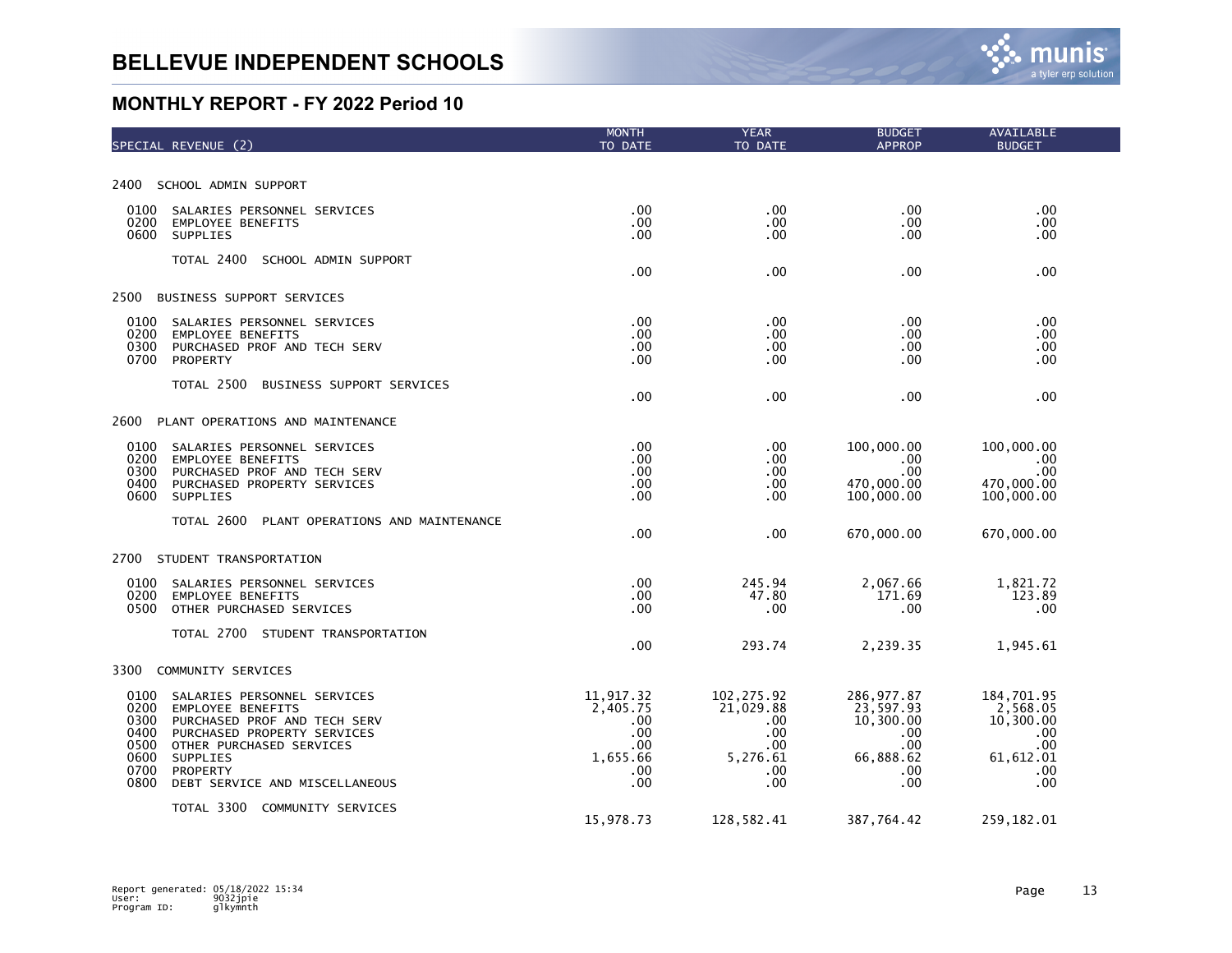# BELLEVUE INDEPENDENT SCHOOLS

## MONTHLY REPORT - FY 2022 Period 10

| SPECIAL REVENUE (2) | MONTH TO DATE | YEAR TO DATE | BUDGET APPROP | AVAILABLE BUDGET |
|---|---|---|---|---|
| **2400 SCHOOL ADMIN SUPPORT** | | | | |
| 0100 SALARIES PERSONNEL SERVICES | .00 | .00 | .00 | .00 |
| 0200 EMPLOYEE BENEFITS | .00 | .00 | .00 | .00 |
| 0600 SUPPLIES | .00 | .00 | .00 | .00 |
| TOTAL 2400 SCHOOL ADMIN SUPPORT | .00 | .00 | .00 | .00 |
| **2500 BUSINESS SUPPORT SERVICES** | | | | |
| 0100 SALARIES PERSONNEL SERVICES | .00 | .00 | .00 | .00 |
| 0200 EMPLOYEE BENEFITS | .00 | .00 | .00 | .00 |
| 0300 PURCHASED PROF AND TECH SERV | .00 | .00 | .00 | .00 |
| 0700 PROPERTY | .00 | .00 | .00 | .00 |
| TOTAL 2500 BUSINESS SUPPORT SERVICES | .00 | .00 | .00 | .00 |
| **2600 PLANT OPERATIONS AND MAINTENANCE** | | | | |
| 0100 SALARIES PERSONNEL SERVICES | .00 | .00 | 100,000.00 | 100,000.00 |
| 0200 EMPLOYEE BENEFITS | .00 | .00 | .00 | .00 |
| 0300 PURCHASED PROF AND TECH SERV | .00 | .00 | .00 | .00 |
| 0400 PURCHASED PROPERTY SERVICES | .00 | .00 | 470,000.00 | 470,000.00 |
| 0600 SUPPLIES | .00 | .00 | 100,000.00 | 100,000.00 |
| TOTAL 2600 PLANT OPERATIONS AND MAINTENANCE | .00 | .00 | 670,000.00 | 670,000.00 |
| **2700 STUDENT TRANSPORTATION** | | | | |
| 0100 SALARIES PERSONNEL SERVICES | .00 | 245.94 | 2,067.66 | 1,821.72 |
| 0200 EMPLOYEE BENEFITS | .00 | 47.80 | 171.69 | 123.89 |
| 0500 OTHER PURCHASED SERVICES | .00 | .00 | .00 | .00 |
| TOTAL 2700 STUDENT TRANSPORTATION | .00 | 293.74 | 2,239.35 | 1,945.61 |
| **3300 COMMUNITY SERVICES** | | | | |
| 0100 SALARIES PERSONNEL SERVICES | 11,917.32 | 102,275.92 | 286,977.87 | 184,701.95 |
| 0200 EMPLOYEE BENEFITS | 2,405.75 | 21,029.88 | 23,597.93 | 2,568.05 |
| 0300 PURCHASED PROF AND TECH SERV | .00 | .00 | 10,300.00 | 10,300.00 |
| 0400 PURCHASED PROPERTY SERVICES | .00 | .00 | .00 | .00 |
| 0500 OTHER PURCHASED SERVICES | .00 | .00 | .00 | .00 |
| 0600 SUPPLIES | 1,655.66 | 5,276.61 | 66,888.62 | 61,612.01 |
| 0700 PROPERTY | .00 | .00 | .00 | .00 |
| 0800 DEBT SERVICE AND MISCELLANEOUS | .00 | .00 | .00 | .00 |
| TOTAL 3300 COMMUNITY SERVICES | 15,978.73 | 128,582.41 | 387,764.42 | 259,182.01 |

Report generated: 05/18/2022 15:34
User: 9032jpie
Program ID: glkymnth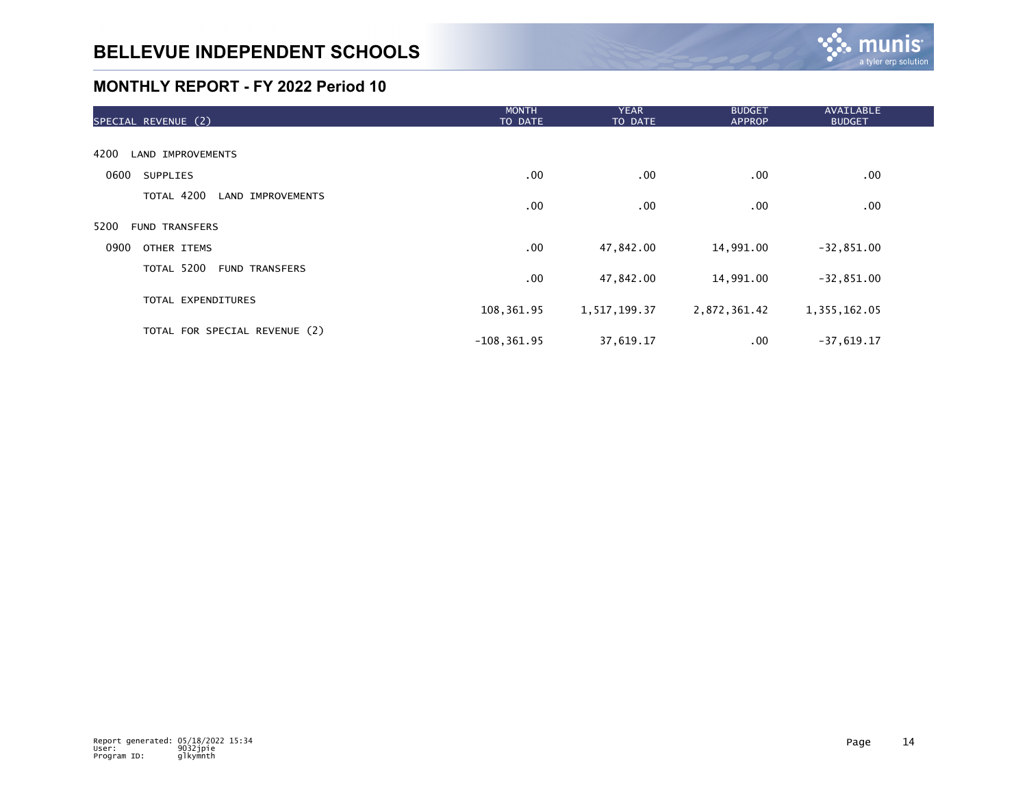# BELLEVUE INDEPENDENT SCHOOLS

## MONTHLY REPORT - FY 2022 Period 10

| SPECIAL REVENUE (2) | MONTH TO DATE | YEAR TO DATE | BUDGET APPROP | AVAILABLE BUDGET |
|---|---|---|---|---|
| 4200 LAND IMPROVEMENTS | | | | |
| 0600 SUPPLIES | .00 | .00 | .00 | .00 |
| TOTAL 4200 LAND IMPROVEMENTS | .00 | .00 | .00 | .00 |
| 5200 FUND TRANSFERS | | | | |
| 0900 OTHER ITEMS | .00 | 47,842.00 | 14,991.00 | -32,851.00 |
| TOTAL 5200 FUND TRANSFERS | .00 | 47,842.00 | 14,991.00 | -32,851.00 |
| TOTAL EXPENDITURES | 108,361.95 | 1,517,199.37 | 2,872,361.42 | 1,355,162.05 |
| TOTAL FOR SPECIAL REVENUE (2) | -108,361.95 | 37,619.17 | .00 | -37,619.17 |

Report generated: 05/18/2022 15:34
User: 9032jpie
Program ID: glkymnth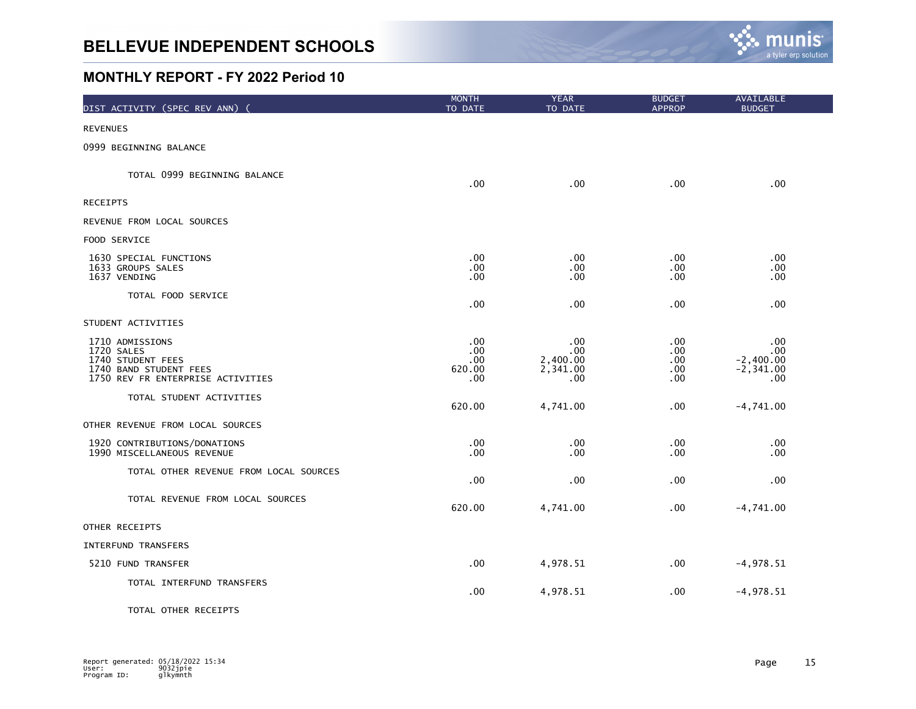# BELLEVUE INDEPENDENT SCHOOLS

## MONTHLY REPORT - FY 2022 Period 10

| DIST ACTIVITY (SPEC REV ANN) ( | MONTH TO DATE | YEAR TO DATE | BUDGET APPROP | AVAILABLE BUDGET |
|---|---|---|---|---|
| REVENUES | | | | |
| 0999 BEGINNING BALANCE | | | | |
| TOTAL 0999 BEGINNING BALANCE | .00 | .00 | .00 | .00 |
| RECEIPTS | | | | |
| REVENUE FROM LOCAL SOURCES | | | | |
| FOOD SERVICE | | | | |
| 1630 SPECIAL FUNCTIONS | .00 | .00 | .00 | .00 |
| 1633 GROUPS SALES | .00 | .00 | .00 | .00 |
| 1637 VENDING | .00 | .00 | .00 | .00 |
| TOTAL FOOD SERVICE | .00 | .00 | .00 | .00 |
| STUDENT ACTIVITIES | | | | |
| 1710 ADMISSIONS | .00 | .00 | .00 | .00 |
| 1720 SALES | .00 | .00 | .00 | .00 |
| 1740 STUDENT FEES | .00 | 2,400.00 | .00 | -2,400.00 |
| 1740 BAND STUDENT FEES | 620.00 | 2,341.00 | .00 | -2,341.00 |
| 1750 REV FR ENTERPRISE ACTIVITIES | .00 | .00 | .00 | .00 |
| TOTAL STUDENT ACTIVITIES | 620.00 | 4,741.00 | .00 | -4,741.00 |
| OTHER REVENUE FROM LOCAL SOURCES | | | | |
| 1920 CONTRIBUTIONS/DONATIONS | .00 | .00 | .00 | .00 |
| 1990 MISCELLANEOUS REVENUE | .00 | .00 | .00 | .00 |
| TOTAL OTHER REVENUE FROM LOCAL SOURCES | .00 | .00 | .00 | .00 |
| TOTAL REVENUE FROM LOCAL SOURCES | 620.00 | 4,741.00 | .00 | -4,741.00 |
| OTHER RECEIPTS | | | | |
| INTERFUND TRANSFERS | | | | |
| 5210 FUND TRANSFER | .00 | 4,978.51 | .00 | -4,978.51 |
| TOTAL INTERFUND TRANSFERS | .00 | 4,978.51 | .00 | -4,978.51 |
| TOTAL OTHER RECEIPTS | | | | |

Report generated: 05/18/2022 15:34
User: 9032jpie
Program ID: glkymnth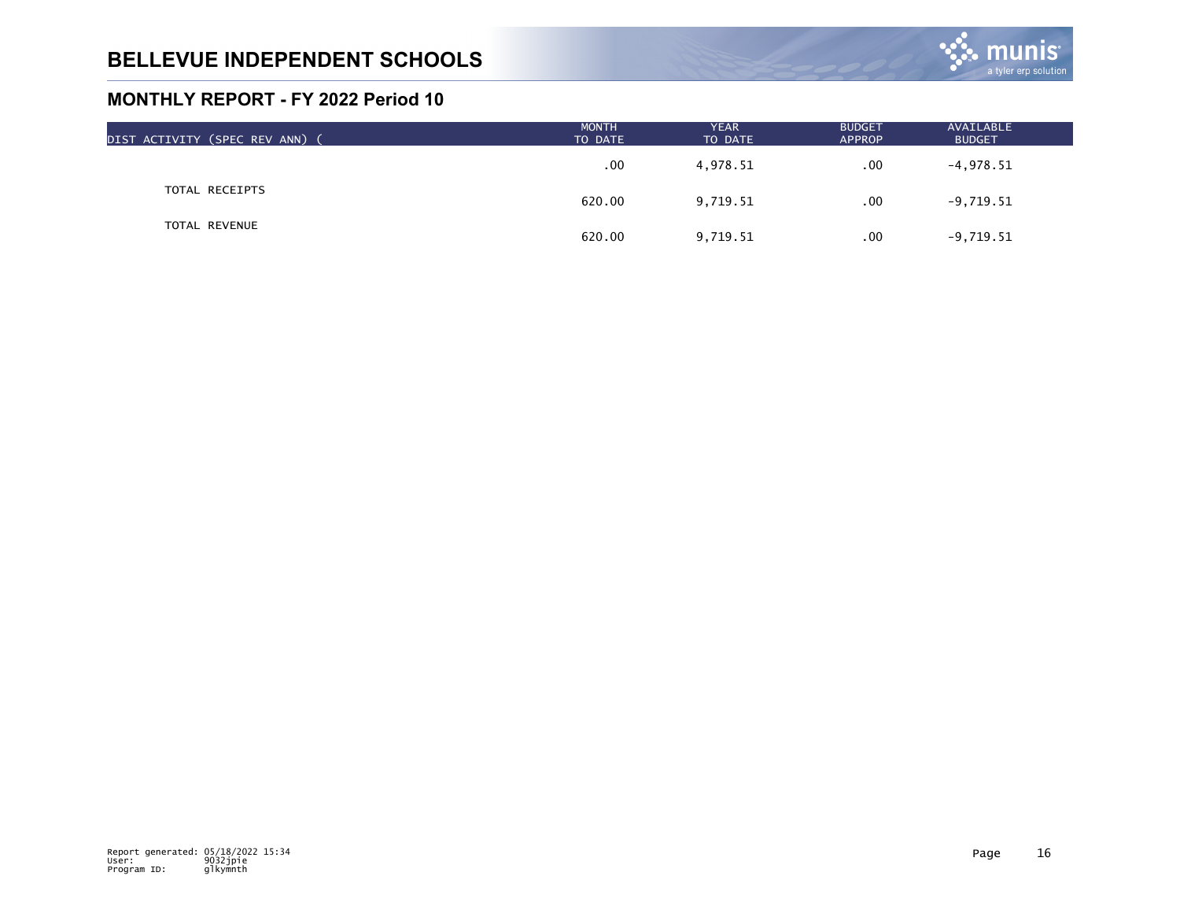# BELLEVUE INDEPENDENT SCHOOLS

## MONTHLY REPORT - FY 2022 Period 10

| DIST ACTIVITY (SPEC REV ANN) ( | MONTH TO DATE | YEAR TO DATE | BUDGET APPROP | AVAILABLE BUDGET |
|---|---|---|---|---|
| | .00 | 4,978.51 | .00 | -4,978.51 |
| TOTAL RECEIPTS | 620.00 | 9,719.51 | .00 | -9,719.51 |
| TOTAL REVENUE | 620.00 | 9,719.51 | .00 | -9,719.51 |

Report generated: 05/18/2022 15:34
User: 9032jpie
Program ID: glkymnth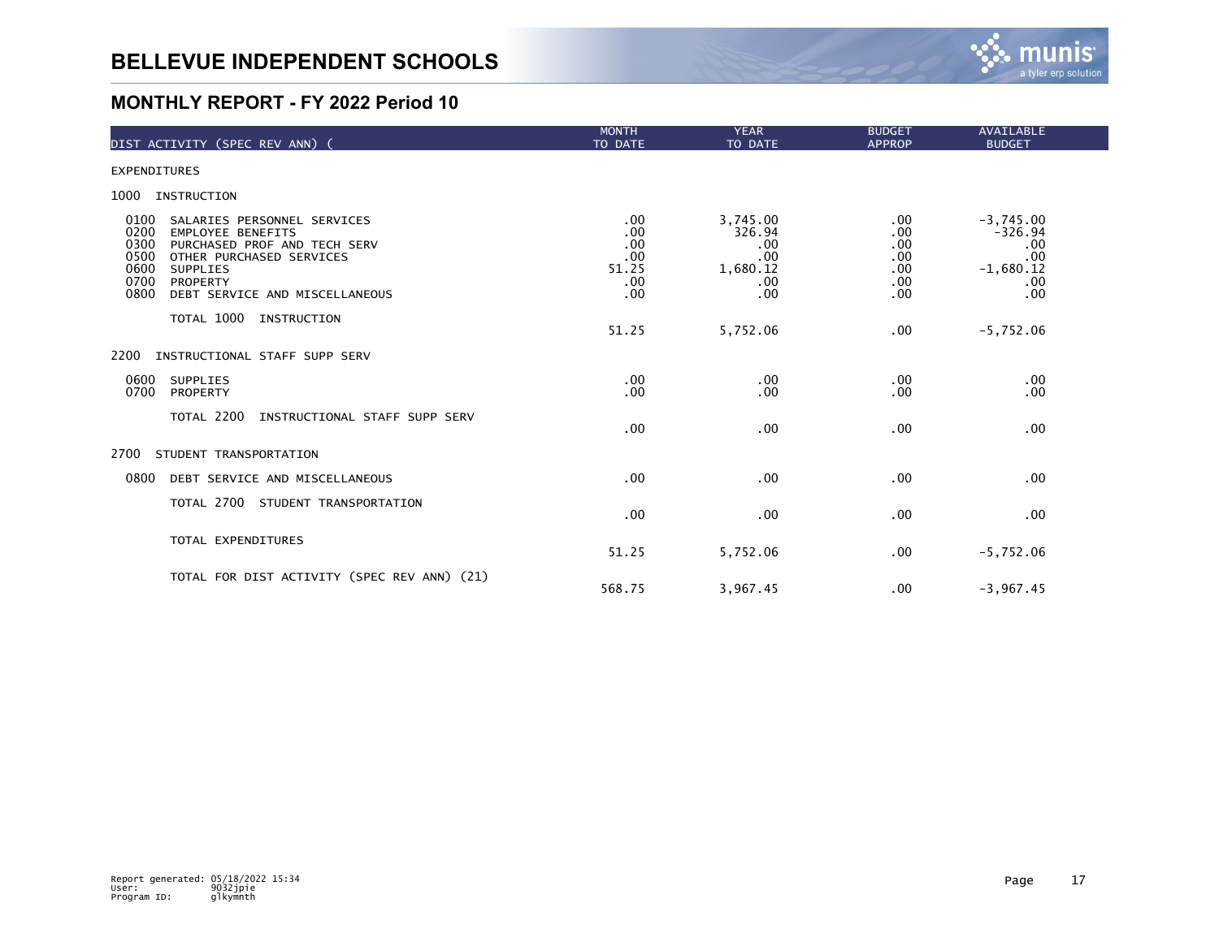# BELLEVUE INDEPENDENT SCHOOLS

## MONTHLY REPORT - FY 2022 Period 10

| DIST ACTIVITY (SPEC REV ANN) ( | MONTH TO DATE | YEAR TO DATE | BUDGET APPROP | AVAILABLE BUDGET |
|---|---|---|---|---|
| EXPENDITURES | | | | |
| 1000 INSTRUCTION | | | | |
| 0100 SALARIES PERSONNEL SERVICES | .00 | 3,745.00 | .00 | -3,745.00 |
| 0200 EMPLOYEE BENEFITS | .00 | 326.94 | .00 | -326.94 |
| 0300 PURCHASED PROF AND TECH SERV | .00 | .00 | .00 | .00 |
| 0500 OTHER PURCHASED SERVICES | .00 | .00 | .00 | .00 |
| 0600 SUPPLIES | 51.25 | 1,680.12 | .00 | -1,680.12 |
| 0700 PROPERTY | .00 | .00 | .00 | .00 |
| 0800 DEBT SERVICE AND MISCELLANEOUS | .00 | .00 | .00 | .00 |
| TOTAL 1000 INSTRUCTION | 51.25 | 5,752.06 | .00 | -5,752.06 |
| 2200 INSTRUCTIONAL STAFF SUPP SERV | | | | |
| 0600 SUPPLIES | .00 | .00 | .00 | .00 |
| 0700 PROPERTY | .00 | .00 | .00 | .00 |
| TOTAL 2200 INSTRUCTIONAL STAFF SUPP SERV | .00 | .00 | .00 | .00 |
| 2700 STUDENT TRANSPORTATION | | | | |
| 0800 DEBT SERVICE AND MISCELLANEOUS | .00 | .00 | .00 | .00 |
| TOTAL 2700 STUDENT TRANSPORTATION | .00 | .00 | .00 | .00 |
| TOTAL EXPENDITURES | 51.25 | 5,752.06 | .00 | -5,752.06 |
| TOTAL FOR DIST ACTIVITY (SPEC REV ANN) (21) | 568.75 | 3,967.45 | .00 | -3,967.45 |

Report generated: 05/18/2022 15:34
User: 9032jpie
Program ID: glkymnth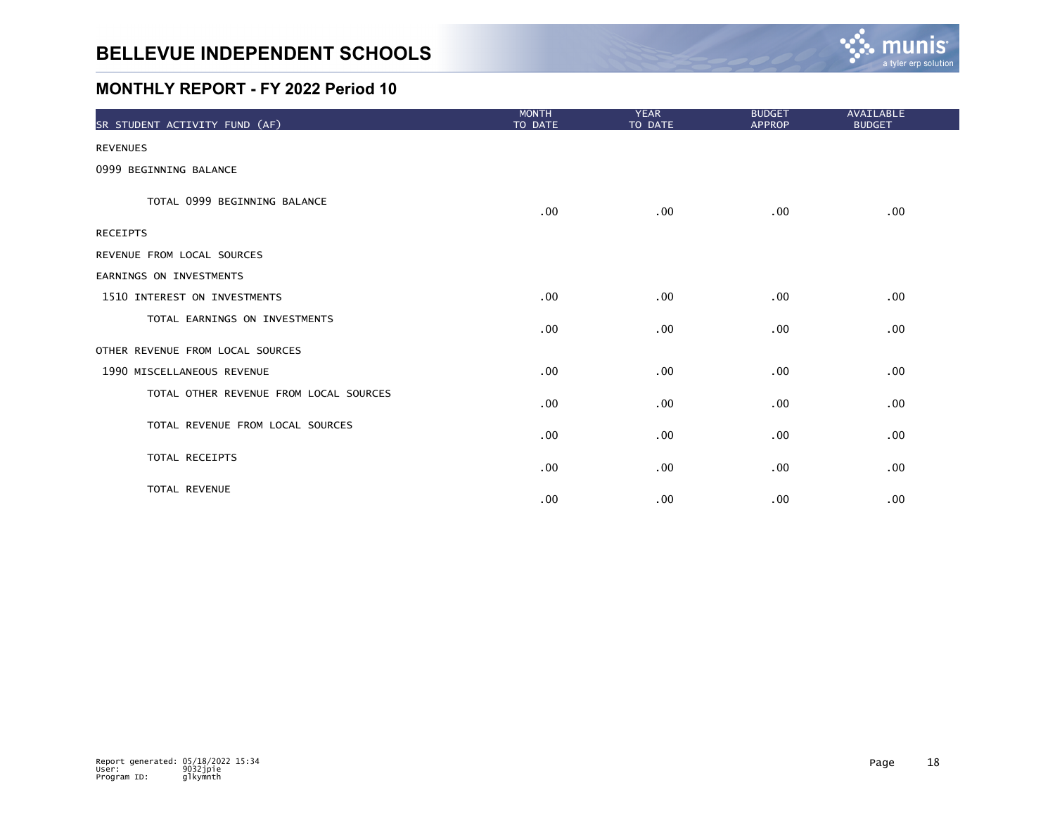# BELLEVUE INDEPENDENT SCHOOLS

## MONTHLY REPORT - FY 2022 Period 10

| SR STUDENT ACTIVITY FUND (AF) | MONTH TO DATE | YEAR TO DATE | BUDGET APPROP | AVAILABLE BUDGET |
|---|---|---|---|---|
| REVENUES | | | | |
| 0999 BEGINNING BALANCE | | | | |
| TOTAL 0999 BEGINNING BALANCE | .00 | .00 | .00 | .00 |
| RECEIPTS | | | | |
| REVENUE FROM LOCAL SOURCES | | | | |
| EARNINGS ON INVESTMENTS | | | | |
| 1510 INTEREST ON INVESTMENTS | .00 | .00 | .00 | .00 |
| TOTAL EARNINGS ON INVESTMENTS | .00 | .00 | .00 | .00 |
| OTHER REVENUE FROM LOCAL SOURCES | | | | |
| 1990 MISCELLANEOUS REVENUE | .00 | .00 | .00 | .00 |
| TOTAL OTHER REVENUE FROM LOCAL SOURCES | .00 | .00 | .00 | .00 |
| TOTAL REVENUE FROM LOCAL SOURCES | .00 | .00 | .00 | .00 |
| TOTAL RECEIPTS | .00 | .00 | .00 | .00 |
| TOTAL REVENUE | .00 | .00 | .00 | .00 |

Report generated: 05/18/2022 15:34
User: 9032jpie
Program ID: glkymnth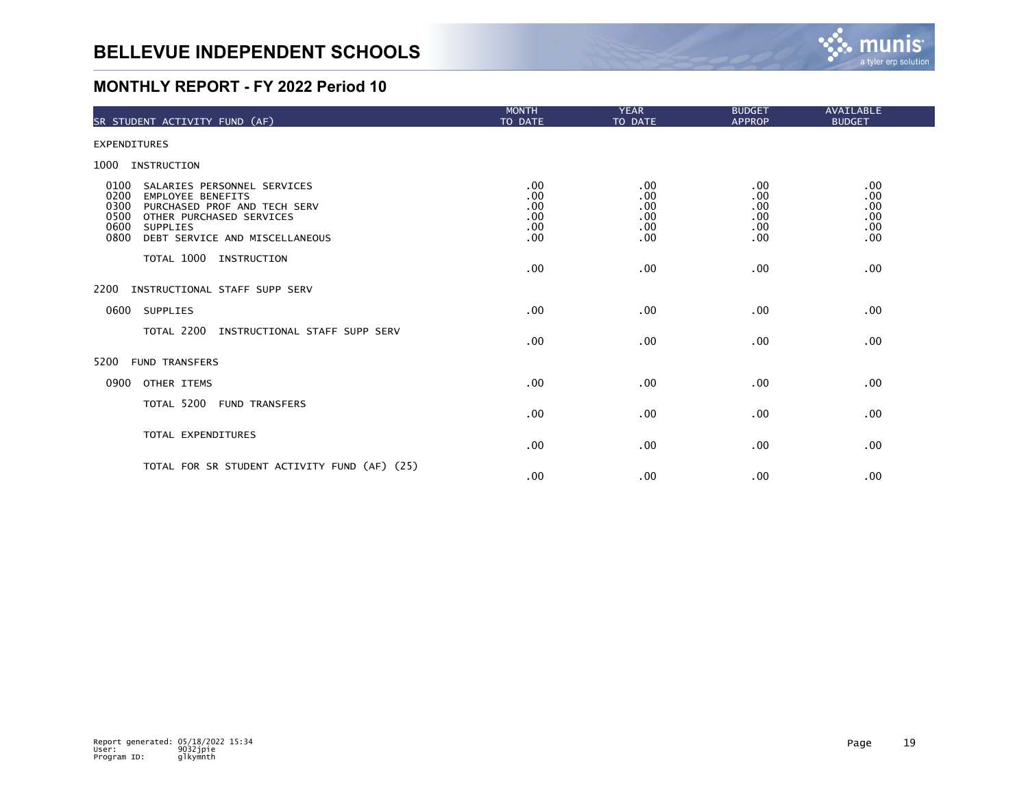# BELLEVUE INDEPENDENT SCHOOLS

## MONTHLY REPORT - FY 2022 Period 10

| SR STUDENT ACTIVITY FUND (AF) | MONTH TO DATE | YEAR TO DATE | BUDGET APPROP | AVAILABLE BUDGET |
|---|---|---|---|---|
| EXPENDITURES | | | | |
| 1000 INSTRUCTION | | | | |
| 0100 SALARIES PERSONNEL SERVICES | .00 | .00 | .00 | .00 |
| 0200 EMPLOYEE BENEFITS | .00 | .00 | .00 | .00 |
| 0300 PURCHASED PROF AND TECH SERV | .00 | .00 | .00 | .00 |
| 0500 OTHER PURCHASED SERVICES | .00 | .00 | .00 | .00 |
| 0600 SUPPLIES | .00 | .00 | .00 | .00 |
| 0800 DEBT SERVICE AND MISCELLANEOUS | .00 | .00 | .00 | .00 |
| TOTAL 1000 INSTRUCTION | .00 | .00 | .00 | .00 |
| 2200 INSTRUCTIONAL STAFF SUPP SERV | | | | |
| 0600 SUPPLIES | .00 | .00 | .00 | .00 |
| TOTAL 2200 INSTRUCTIONAL STAFF SUPP SERV | .00 | .00 | .00 | .00 |
| 5200 FUND TRANSFERS | | | | |
| 0900 OTHER ITEMS | .00 | .00 | .00 | .00 |
| TOTAL 5200 FUND TRANSFERS | .00 | .00 | .00 | .00 |
| TOTAL EXPENDITURES | .00 | .00 | .00 | .00 |
| TOTAL FOR SR STUDENT ACTIVITY FUND (AF) (25) | .00 | .00 | .00 | .00 |

Report generated: 05/18/2022 15:34
User: 9032jpie
Program ID: glkymnth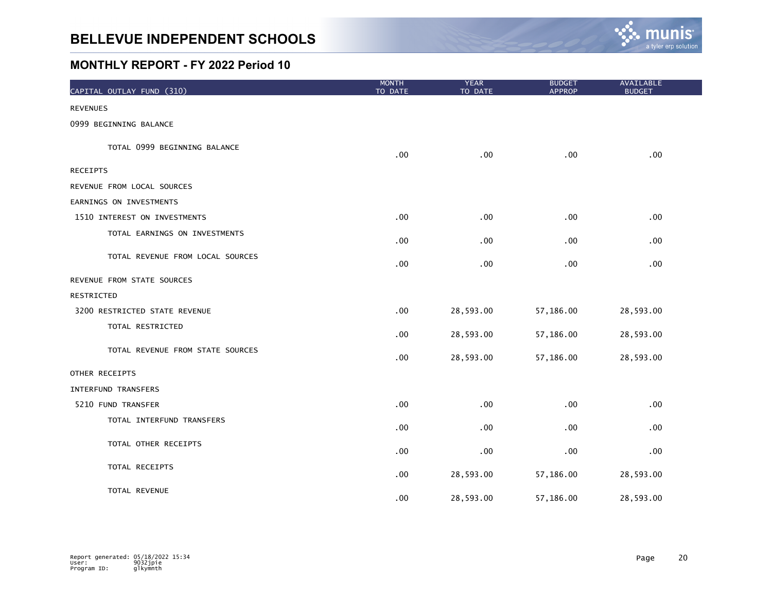# BELLEVUE INDEPENDENT SCHOOLS

## MONTHLY REPORT - FY 2022 Period 10

| CAPITAL OUTLAY FUND (310) | MONTH TO DATE | YEAR TO DATE | BUDGET APPROP | AVAILABLE BUDGET |
|---|---|---|---|---|
| REVENUES | | | | |
| 0999 BEGINNING BALANCE | | | | |
| TOTAL 0999 BEGINNING BALANCE | .00 | .00 | .00 | .00 |
| RECEIPTS | | | | |
| REVENUE FROM LOCAL SOURCES | | | | |
| EARNINGS ON INVESTMENTS | | | | |
| 1510 INTEREST ON INVESTMENTS | .00 | .00 | .00 | .00 |
| TOTAL EARNINGS ON INVESTMENTS | .00 | .00 | .00 | .00 |
| TOTAL REVENUE FROM LOCAL SOURCES | .00 | .00 | .00 | .00 |
| REVENUE FROM STATE SOURCES | | | | |
| RESTRICTED | | | | |
| 3200 RESTRICTED STATE REVENUE | .00 | 28,593.00 | 57,186.00 | 28,593.00 |
| TOTAL RESTRICTED | .00 | 28,593.00 | 57,186.00 | 28,593.00 |
| TOTAL REVENUE FROM STATE SOURCES | .00 | 28,593.00 | 57,186.00 | 28,593.00 |
| OTHER RECEIPTS | | | | |
| INTERFUND TRANSFERS | | | | |
| 5210 FUND TRANSFER | .00 | .00 | .00 | .00 |
| TOTAL INTERFUND TRANSFERS | .00 | .00 | .00 | .00 |
| TOTAL OTHER RECEIPTS | .00 | .00 | .00 | .00 |
| TOTAL RECEIPTS | .00 | 28,593.00 | 57,186.00 | 28,593.00 |
| TOTAL REVENUE | .00 | 28,593.00 | 57,186.00 | 28,593.00 |

Report generated: 05/18/2022 15:34
User: 9032jpie
Program ID: glkymnth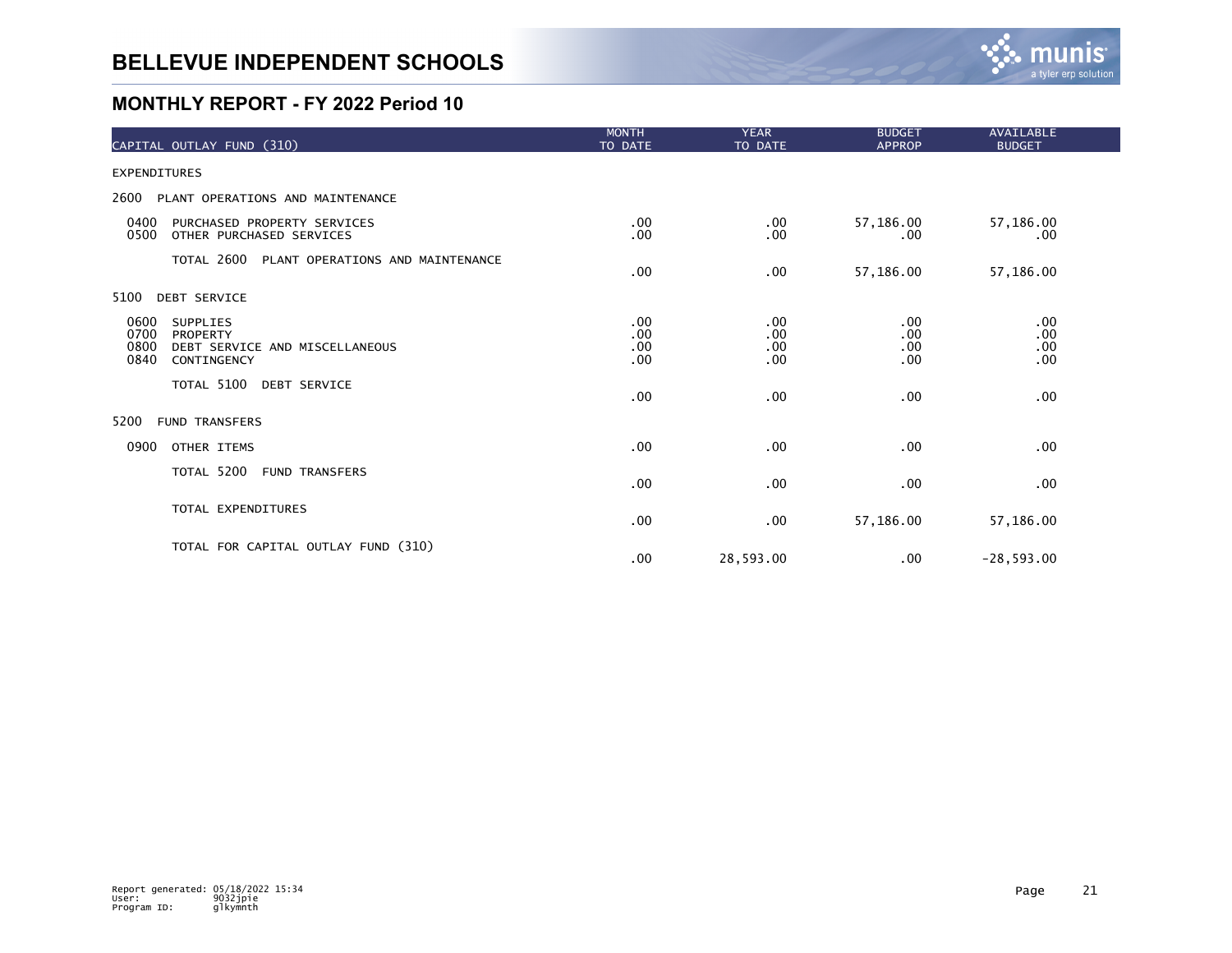# BELLEVUE INDEPENDENT SCHOOLS

## MONTHLY REPORT - FY 2022 Period 10

| CAPITAL OUTLAY FUND (310) | MONTH TO DATE | YEAR TO DATE | BUDGET APPROP | AVAILABLE BUDGET |
|---|---|---|---|---|
| EXPENDITURES | | | | |
| 2600 PLANT OPERATIONS AND MAINTENANCE | | | | |
| 0400 PURCHASED PROPERTY SERVICES | .00 | .00 | 57,186.00 | 57,186.00 |
| 0500 OTHER PURCHASED SERVICES | .00 | .00 | .00 | .00 |
| TOTAL 2600 PLANT OPERATIONS AND MAINTENANCE | .00 | .00 | 57,186.00 | 57,186.00 |
| 5100 DEBT SERVICE | | | | |
| 0600 SUPPLIES | .00 | .00 | .00 | .00 |
| 0700 PROPERTY | .00 | .00 | .00 | .00 |
| 0800 DEBT SERVICE AND MISCELLANEOUS | .00 | .00 | .00 | .00 |
| 0840 CONTINGENCY | .00 | .00 | .00 | .00 |
| TOTAL 5100 DEBT SERVICE | .00 | .00 | .00 | .00 |
| 5200 FUND TRANSFERS | | | | |
| 0900 OTHER ITEMS | .00 | .00 | .00 | .00 |
| TOTAL 5200 FUND TRANSFERS | .00 | .00 | .00 | .00 |
| TOTAL EXPENDITURES | .00 | .00 | 57,186.00 | 57,186.00 |
| TOTAL FOR CAPITAL OUTLAY FUND (310) | .00 | 28,593.00 | .00 | -28,593.00 |

Report generated: 05/18/2022 15:34
User: 9032jpie
Program ID: glkymnth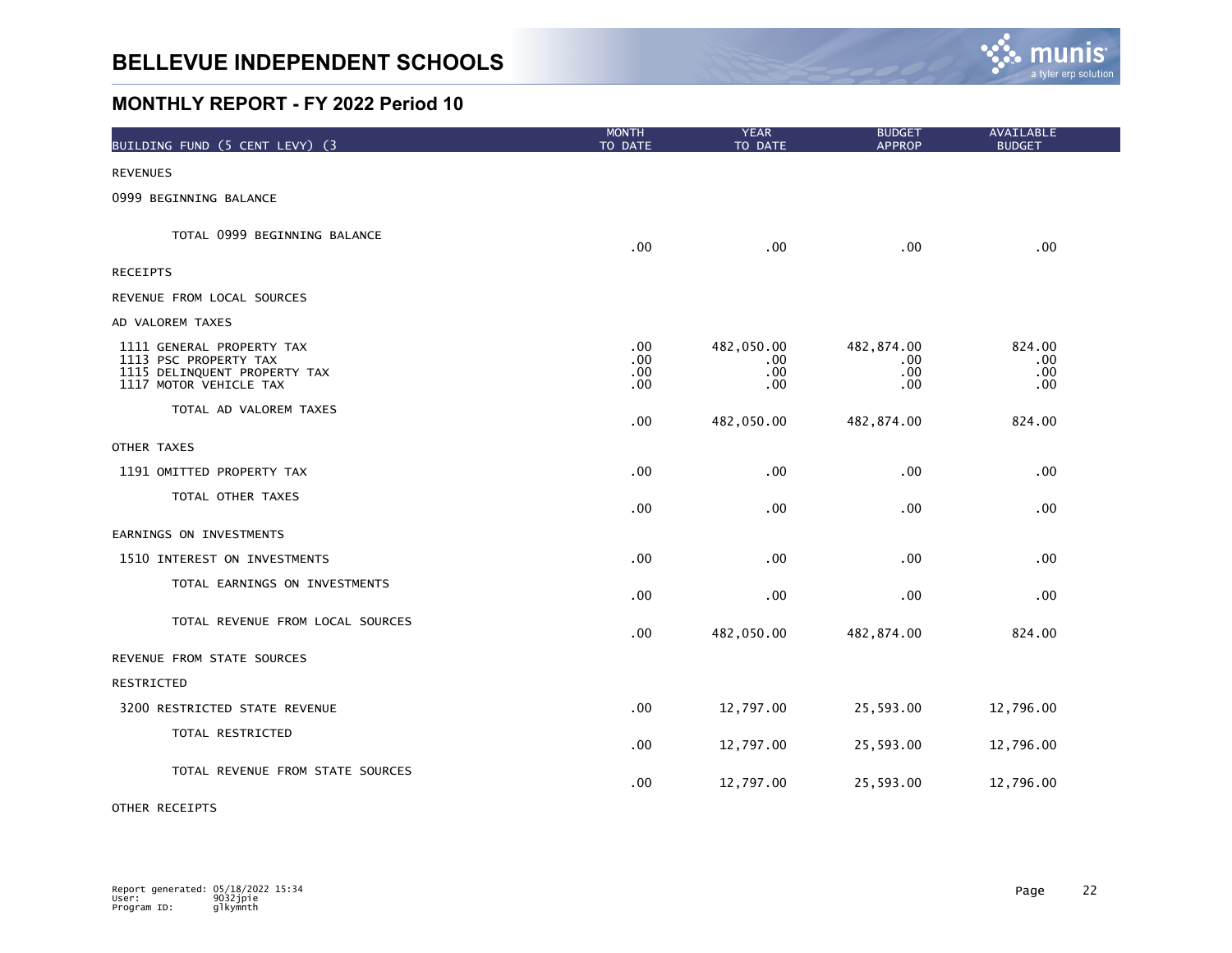# BELLEVUE INDEPENDENT SCHOOLS

## MONTHLY REPORT - FY 2022 Period 10

| BUILDING FUND (5 CENT LEVY) (3 | MONTH TO DATE | YEAR TO DATE | BUDGET APPROP | AVAILABLE BUDGET |
|---|---|---|---|---|
| REVENUES | | | | |
| 0999 BEGINNING BALANCE | | | | |
| TOTAL 0999 BEGINNING BALANCE | .00 | .00 | .00 | .00 |
| RECEIPTS | | | | |
| REVENUE FROM LOCAL SOURCES | | | | |
| AD VALOREM TAXES | | | | |
| 1111 GENERAL PROPERTY TAX | .00 | 482,050.00 | 482,874.00 | 824.00 |
| 1113 PSC PROPERTY TAX | .00 | .00 | .00 | .00 |
| 1115 DELINQUENT PROPERTY TAX | .00 | .00 | .00 | .00 |
| 1117 MOTOR VEHICLE TAX | .00 | .00 | .00 | .00 |
| TOTAL AD VALOREM TAXES | .00 | 482,050.00 | 482,874.00 | 824.00 |
| OTHER TAXES | | | | |
| 1191 OMITTED PROPERTY TAX | .00 | .00 | .00 | .00 |
| TOTAL OTHER TAXES | .00 | .00 | .00 | .00 |
| EARNINGS ON INVESTMENTS | | | | |
| 1510 INTEREST ON INVESTMENTS | .00 | .00 | .00 | .00 |
| TOTAL EARNINGS ON INVESTMENTS | .00 | .00 | .00 | .00 |
| TOTAL REVENUE FROM LOCAL SOURCES | .00 | 482,050.00 | 482,874.00 | 824.00 |
| REVENUE FROM STATE SOURCES | | | | |
| RESTRICTED | | | | |
| 3200 RESTRICTED STATE REVENUE | .00 | 12,797.00 | 25,593.00 | 12,796.00 |
| TOTAL RESTRICTED | .00 | 12,797.00 | 25,593.00 | 12,796.00 |
| TOTAL REVENUE FROM STATE SOURCES | .00 | 12,797.00 | 25,593.00 | 12,796.00 |
| OTHER RECEIPTS | | | | |

Report generated: 05/18/2022 15:34
User: 9032jpie
Program ID: glkymnth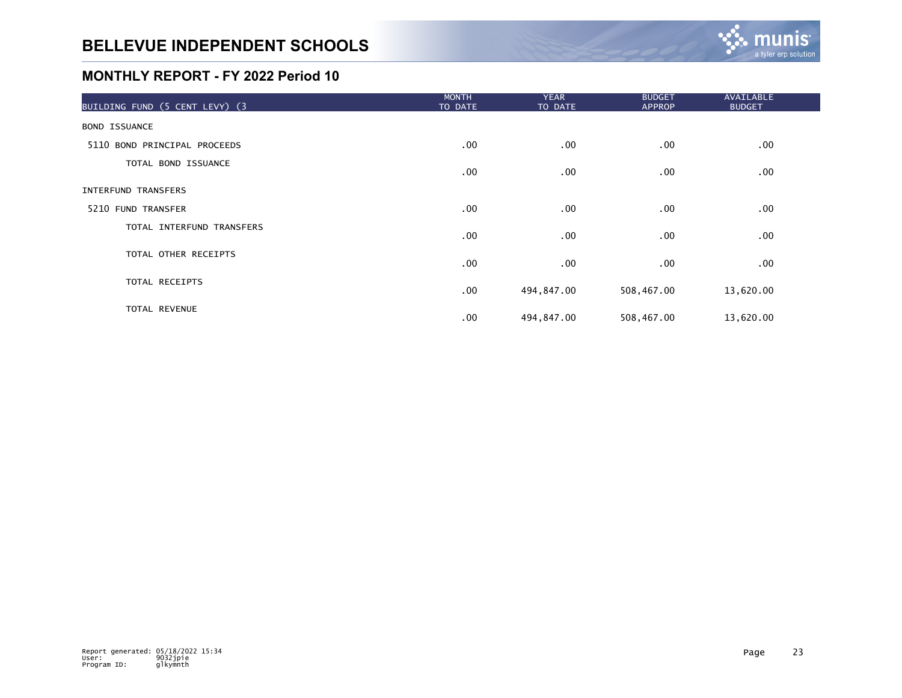# BELLEVUE INDEPENDENT SCHOOLS

## MONTHLY REPORT - FY 2022 Period 10

| BUILDING FUND (5 CENT LEVY) (3 | MONTH TO DATE | YEAR TO DATE | BUDGET APPROP | AVAILABLE BUDGET |
|---|---|---|---|---|
| BOND ISSUANCE | | | | |
| 5110 BOND PRINCIPAL PROCEEDS | .00 | .00 | .00 | .00 |
| TOTAL BOND ISSUANCE | .00 | .00 | .00 | .00 |
| INTERFUND TRANSFERS | | | | |
| 5210 FUND TRANSFER | .00 | .00 | .00 | .00 |
| TOTAL INTERFUND TRANSFERS | .00 | .00 | .00 | .00 |
| TOTAL OTHER RECEIPTS | .00 | .00 | .00 | .00 |
| TOTAL RECEIPTS | .00 | 494,847.00 | 508,467.00 | 13,620.00 |
| TOTAL REVENUE | .00 | 494,847.00 | 508,467.00 | 13,620.00 |

Report generated: 05/18/2022 15:34
User: 9032jpie
Program ID: glkymnth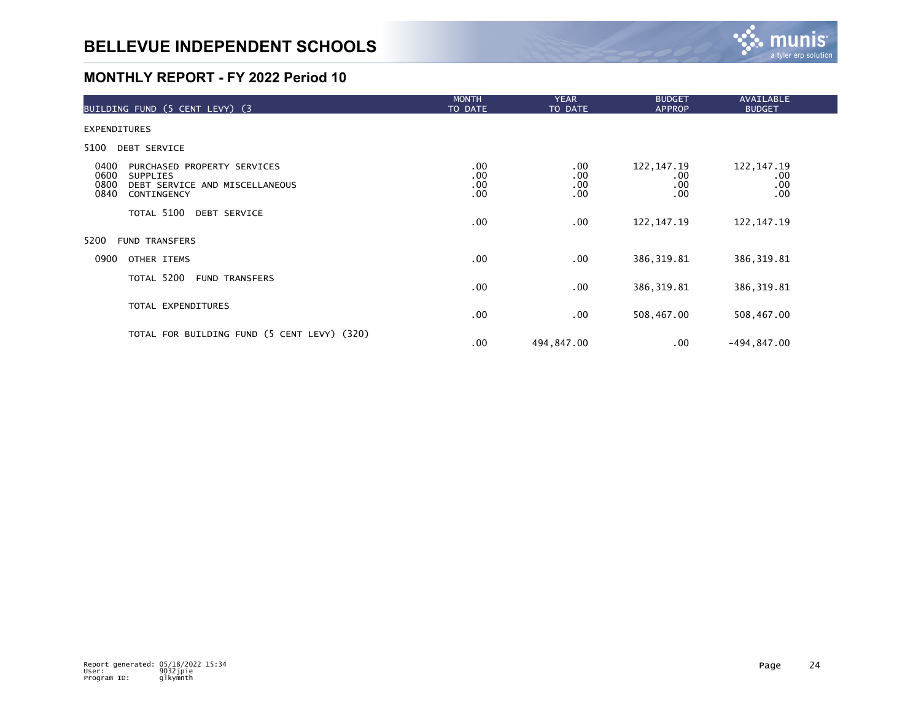# BELLEVUE INDEPENDENT SCHOOLS

## MONTHLY REPORT - FY 2022 Period 10

| BUILDING FUND (5 CENT LEVY) (3 | MONTH TO DATE | YEAR TO DATE | BUDGET APPROP | AVAILABLE BUDGET |
|---|---|---|---|---|
| EXPENDITURES | | | | |
| 5100 DEBT SERVICE | | | | |
| 0400 PURCHASED PROPERTY SERVICES | .00 | .00 | 122,147.19 | 122,147.19 |
| 0600 SUPPLIES | .00 | .00 | .00 | .00 |
| 0800 DEBT SERVICE AND MISCELLANEOUS | .00 | .00 | .00 | .00 |
| 0840 CONTINGENCY | .00 | .00 | .00 | .00 |
| TOTAL 5100 DEBT SERVICE | .00 | .00 | 122,147.19 | 122,147.19 |
| 5200 FUND TRANSFERS | | | | |
| 0900 OTHER ITEMS | .00 | .00 | 386,319.81 | 386,319.81 |
| TOTAL 5200 FUND TRANSFERS | .00 | .00 | 386,319.81 | 386,319.81 |
| TOTAL EXPENDITURES | .00 | .00 | 508,467.00 | 508,467.00 |
| TOTAL FOR BUILDING FUND (5 CENT LEVY) (320) | .00 | 494,847.00 | .00 | -494,847.00 |

Report generated: 05/18/2022 15:34
User: 9032jpie
Program ID: glkymnth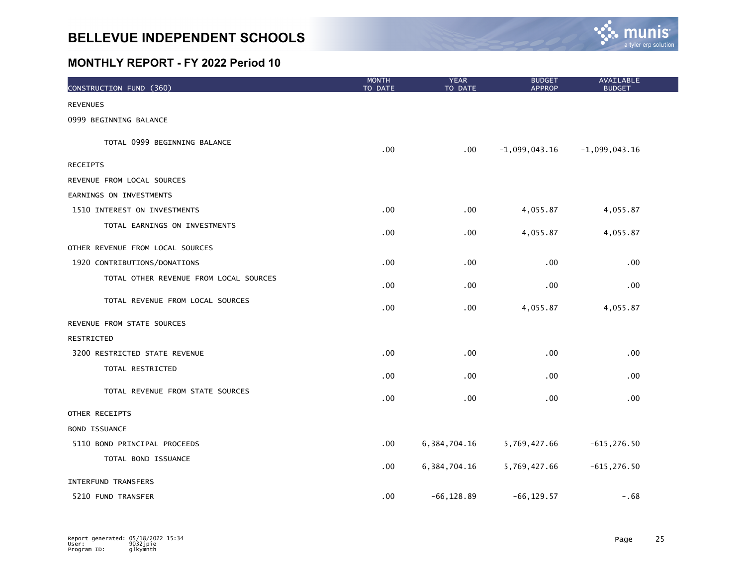# BELLEVUE INDEPENDENT SCHOOLS

## MONTHLY REPORT - FY 2022 Period 10

| CONSTRUCTION FUND (360) | MONTH TO DATE | YEAR TO DATE | BUDGET APPROP | AVAILABLE BUDGET |
|---|---|---|---|---|
| REVENUES | | | | |
| 0999 BEGINNING BALANCE | | | | |
| TOTAL 0999 BEGINNING BALANCE | .00 | .00 | -1,099,043.16 | -1,099,043.16 |
| RECEIPTS | | | | |
| REVENUE FROM LOCAL SOURCES | | | | |
| EARNINGS ON INVESTMENTS | | | | |
| 1510 INTEREST ON INVESTMENTS | .00 | .00 | 4,055.87 | 4,055.87 |
| TOTAL EARNINGS ON INVESTMENTS | .00 | .00 | 4,055.87 | 4,055.87 |
| OTHER REVENUE FROM LOCAL SOURCES | | | | |
| 1920 CONTRIBUTIONS/DONATIONS | .00 | .00 | .00 | .00 |
| TOTAL OTHER REVENUE FROM LOCAL SOURCES | .00 | .00 | .00 | .00 |
| TOTAL REVENUE FROM LOCAL SOURCES | .00 | .00 | 4,055.87 | 4,055.87 |
| REVENUE FROM STATE SOURCES | | | | |
| RESTRICTED | | | | |
| 3200 RESTRICTED STATE REVENUE | .00 | .00 | .00 | .00 |
| TOTAL RESTRICTED | .00 | .00 | .00 | .00 |
| TOTAL REVENUE FROM STATE SOURCES | .00 | .00 | .00 | .00 |
| OTHER RECEIPTS | | | | |
| BOND ISSUANCE | | | | |
| 5110 BOND PRINCIPAL PROCEEDS | .00 | 6,384,704.16 | 5,769,427.66 | -615,276.50 |
| TOTAL BOND ISSUANCE | .00 | 6,384,704.16 | 5,769,427.66 | -615,276.50 |
| INTERFUND TRANSFERS | | | | |
| 5210 FUND TRANSFER | .00 | -66,128.89 | -66,129.57 | -.68 |

Report generated: 05/18/2022 15:34
User: 9032jpie
Program ID: glkymnth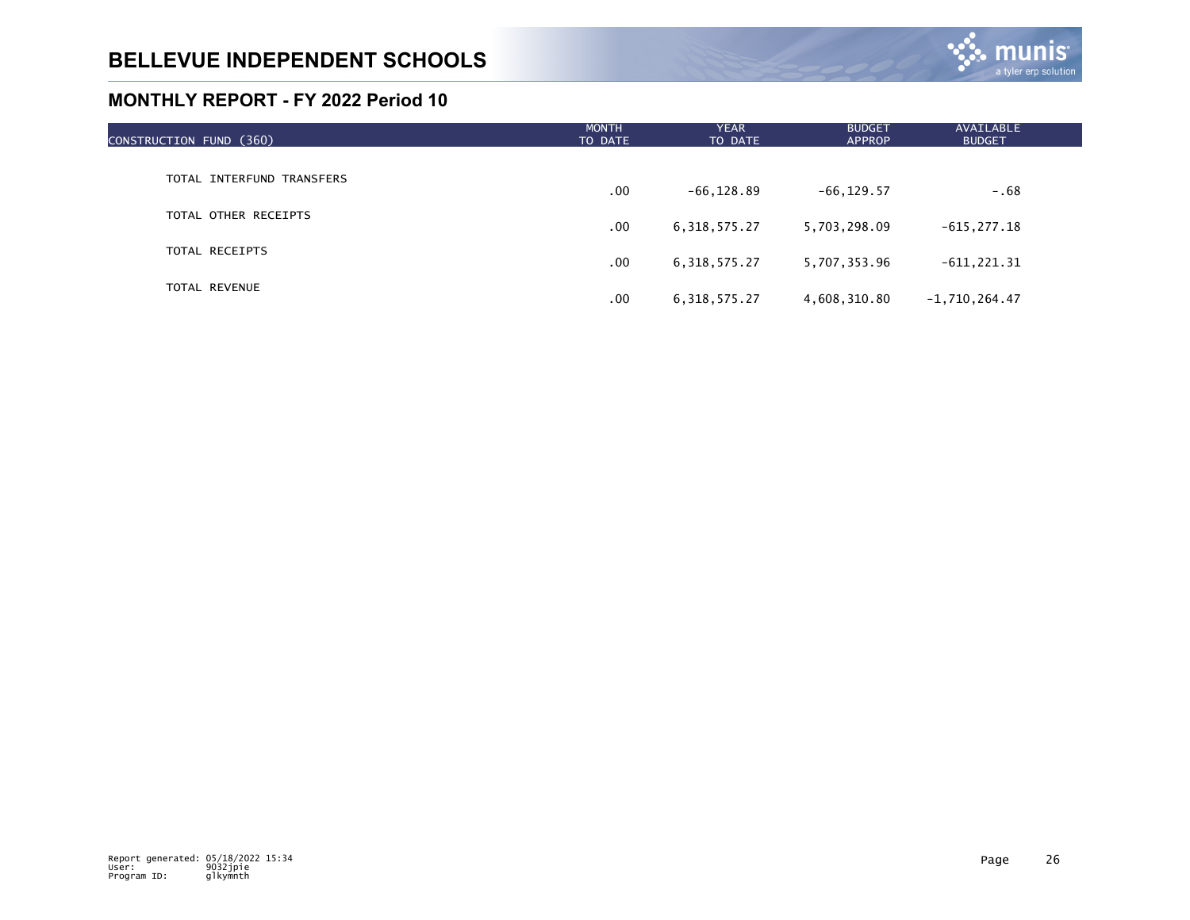# BELLEVUE INDEPENDENT SCHOOLS

## MONTHLY REPORT - FY 2022 Period 10

| CONSTRUCTION FUND (360) | MONTH TO DATE | YEAR TO DATE | BUDGET APPROP | AVAILABLE BUDGET |
|---|---|---|---|---|
| TOTAL INTERFUND TRANSFERS | .00 | -66,128.89 | -66,129.57 | -.68 |
| TOTAL OTHER RECEIPTS | .00 | 6,318,575.27 | 5,703,298.09 | -615,277.18 |
| TOTAL RECEIPTS | .00 | 6,318,575.27 | 5,707,353.96 | -611,221.31 |
| TOTAL REVENUE | .00 | 6,318,575.27 | 4,608,310.80 | -1,710,264.47 |

Report generated: 05/18/2022 15:34
User: 9032jpie
Program ID: glkymnth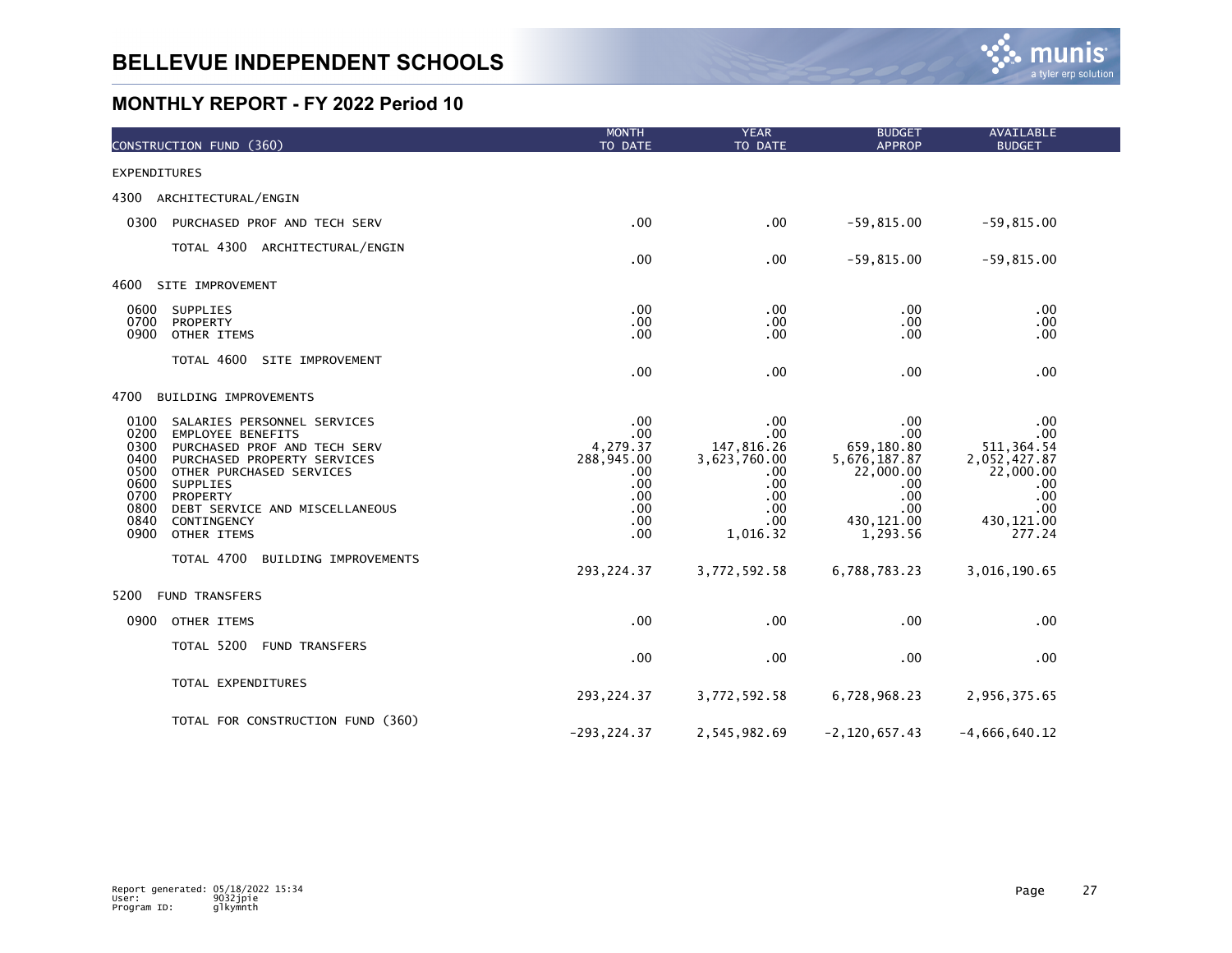# BELLEVUE INDEPENDENT SCHOOLS

## MONTHLY REPORT - FY 2022 Period 10

| CONSTRUCTION FUND (360) | MONTH TO DATE | YEAR TO DATE | BUDGET APPROP | AVAILABLE BUDGET |
|---|---|---|---|---|
| EXPENDITURES | | | | |
| 4300 ARCHITECTURAL/ENGIN | | | | |
| 0300 PURCHASED PROF AND TECH SERV | .00 | .00 | -59,815.00 | -59,815.00 |
| TOTAL 4300 ARCHITECTURAL/ENGIN | .00 | .00 | -59,815.00 | -59,815.00 |
| 4600 SITE IMPROVEMENT | | | | |
| 0600 SUPPLIES | .00 | .00 | .00 | .00 |
| 0700 PROPERTY | .00 | .00 | .00 | .00 |
| 0900 OTHER ITEMS | .00 | .00 | .00 | .00 |
| TOTAL 4600 SITE IMPROVEMENT | .00 | .00 | .00 | .00 |
| 4700 BUILDING IMPROVEMENTS | | | | |
| 0100 SALARIES PERSONNEL SERVICES | .00 | .00 | .00 | .00 |
| 0200 EMPLOYEE BENEFITS | .00 | .00 | .00 | .00 |
| 0300 PURCHASED PROF AND TECH SERV | 4,279.37 | 147,816.26 | 659,180.80 | 511,364.54 |
| 0400 PURCHASED PROPERTY SERVICES | 288,945.00 | 3,623,760.00 | 5,676,187.87 | 2,052,427.87 |
| 0500 OTHER PURCHASED SERVICES | .00 | .00 | 22,000.00 | 22,000.00 |
| 0600 SUPPLIES | .00 | .00 | .00 | .00 |
| 0700 PROPERTY | .00 | .00 | .00 | .00 |
| 0800 DEBT SERVICE AND MISCELLANEOUS | .00 | .00 | .00 | .00 |
| 0840 CONTINGENCY | .00 | .00 | 430,121.00 | 430,121.00 |
| 0900 OTHER ITEMS | .00 | 1,016.32 | 1,293.56 | 277.24 |
| TOTAL 4700 BUILDING IMPROVEMENTS | 293,224.37 | 3,772,592.58 | 6,788,783.23 | 3,016,190.65 |
| 5200 FUND TRANSFERS | | | | |
| 0900 OTHER ITEMS | .00 | .00 | .00 | .00 |
| TOTAL 5200 FUND TRANSFERS | .00 | .00 | .00 | .00 |
| TOTAL EXPENDITURES | 293,224.37 | 3,772,592.58 | 6,728,968.23 | 2,956,375.65 |
| TOTAL FOR CONSTRUCTION FUND (360) | -293,224.37 | 2,545,982.69 | -2,120,657.43 | -4,666,640.12 |

Report generated: 05/18/2022 15:34
User: 9032jpie
Program ID: glkymnth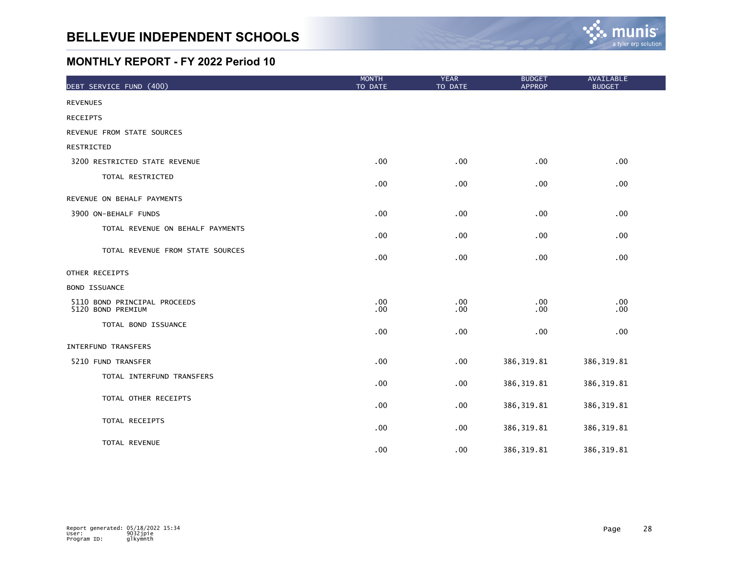# BELLEVUE INDEPENDENT SCHOOLS

## MONTHLY REPORT - FY 2022 Period 10

| DEBT SERVICE FUND (400) | MONTH TO DATE | YEAR TO DATE | BUDGET APPROP | AVAILABLE BUDGET |
|---|---|---|---|---|
| REVENUES | | | | |
| RECEIPTS | | | | |
| REVENUE FROM STATE SOURCES | | | | |
| RESTRICTED | | | | |
| 3200 RESTRICTED STATE REVENUE | .00 | .00 | .00 | .00 |
| TOTAL RESTRICTED | .00 | .00 | .00 | .00 |
| REVENUE ON BEHALF PAYMENTS | | | | |
| 3900 ON-BEHALF FUNDS | .00 | .00 | .00 | .00 |
| TOTAL REVENUE ON BEHALF PAYMENTS | .00 | .00 | .00 | .00 |
| TOTAL REVENUE FROM STATE SOURCES | .00 | .00 | .00 | .00 |
| OTHER RECEIPTS | | | | |
| BOND ISSUANCE | | | | |
| 5110 BOND PRINCIPAL PROCEEDS | .00 | .00 | .00 | .00 |
| 5120 BOND PREMIUM | .00 | .00 | .00 | .00 |
| TOTAL BOND ISSUANCE | .00 | .00 | .00 | .00 |
| INTERFUND TRANSFERS | | | | |
| 5210 FUND TRANSFER | .00 | .00 | 386,319.81 | 386,319.81 |
| TOTAL INTERFUND TRANSFERS | .00 | .00 | 386,319.81 | 386,319.81 |
| TOTAL OTHER RECEIPTS | .00 | .00 | 386,319.81 | 386,319.81 |
| TOTAL RECEIPTS | .00 | .00 | 386,319.81 | 386,319.81 |
| TOTAL REVENUE | .00 | .00 | 386,319.81 | 386,319.81 |

Report generated: 05/18/2022 15:34
User: 9032jpie
Program ID: glkymnth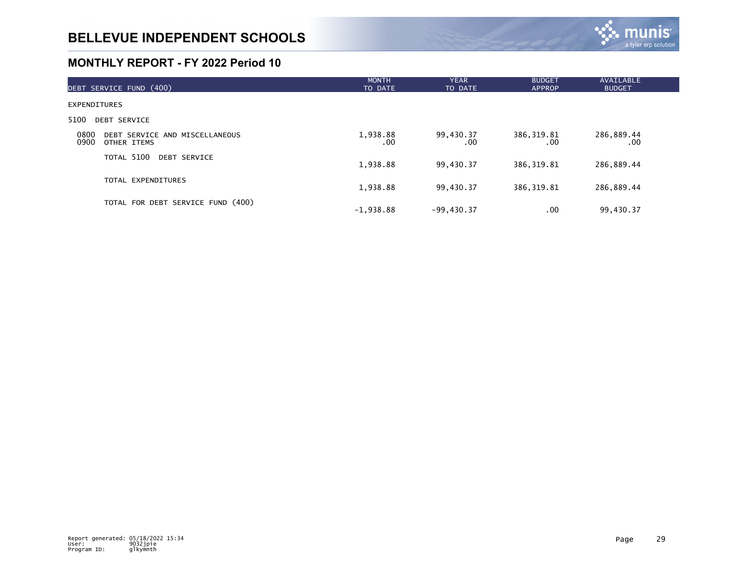# BELLEVUE INDEPENDENT SCHOOLS

## MONTHLY REPORT - FY 2022 Period 10

| DEBT SERVICE FUND (400) | MONTH TO DATE | YEAR TO DATE | BUDGET APPROP | AVAILABLE BUDGET |
|---|---|---|---|---|
| EXPENDITURES | | | | |
| 5100 DEBT SERVICE | | | | |
| 0800 DEBT SERVICE AND MISCELLANEOUS | 1,938.88 | 99,430.37 | 386,319.81 | 286,889.44 |
| 0900 OTHER ITEMS | .00 | .00 | .00 | .00 |
| TOTAL 5100 DEBT SERVICE | 1,938.88 | 99,430.37 | 386,319.81 | 286,889.44 |
| TOTAL EXPENDITURES | 1,938.88 | 99,430.37 | 386,319.81 | 286,889.44 |
| TOTAL FOR DEBT SERVICE FUND (400) | -1,938.88 | -99,430.37 | .00 | 99,430.37 |

Report generated: 05/18/2022 15:34
User: 9032jpie
Program ID: glkymnth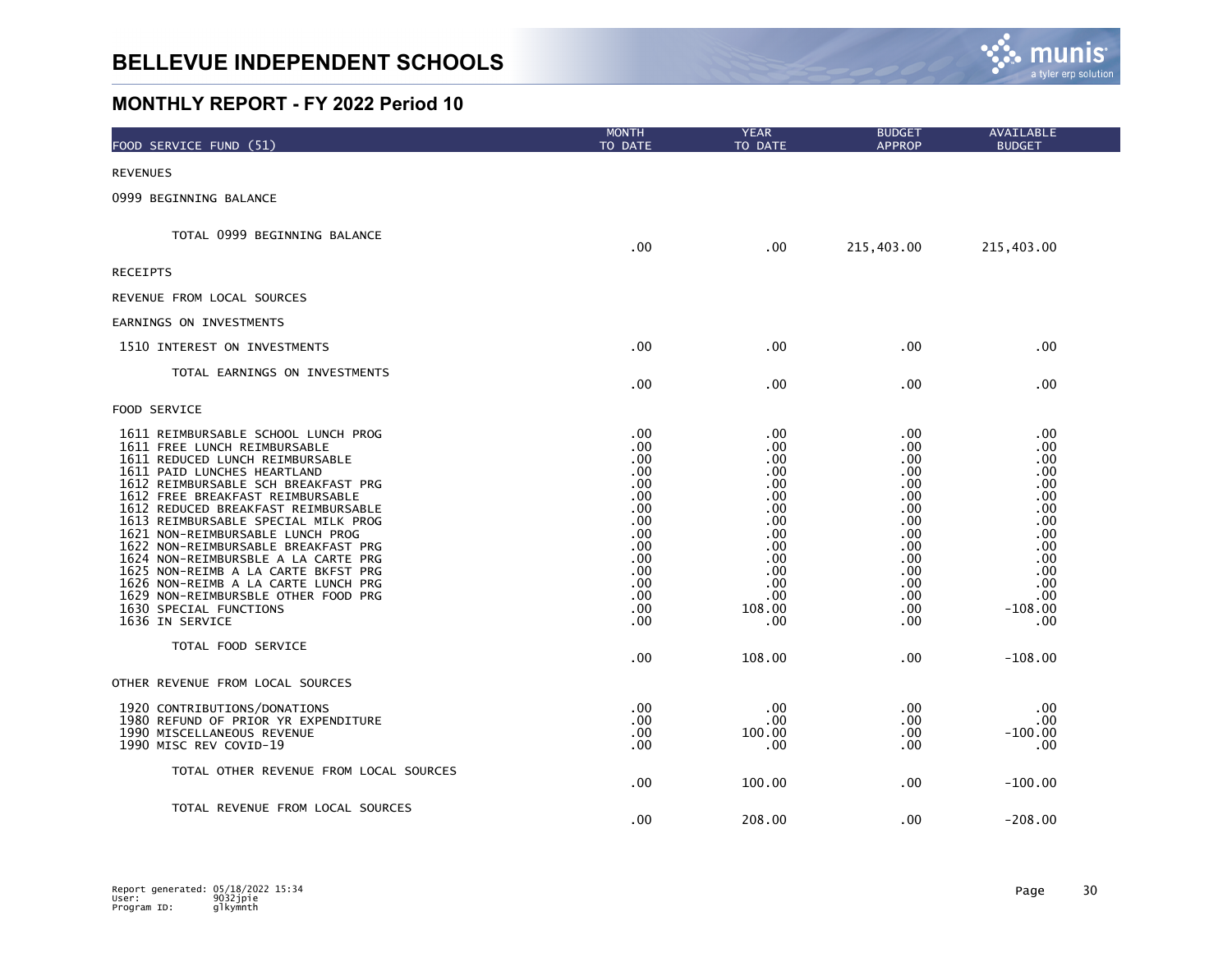# BELLEVUE INDEPENDENT SCHOOLS

## MONTHLY REPORT - FY 2022 Period 10

| FOOD SERVICE FUND (51) | MONTH TO DATE | YEAR TO DATE | BUDGET APPROP | AVAILABLE BUDGET |
|---|---|---|---|---|
| REVENUES | | | | |
| 0999 BEGINNING BALANCE | | | | |
| TOTAL 0999 BEGINNING BALANCE | .00 | .00 | 215,403.00 | 215,403.00 |
| RECEIPTS | | | | |
| REVENUE FROM LOCAL SOURCES | | | | |
| EARNINGS ON INVESTMENTS | | | | |
| 1510 INTEREST ON INVESTMENTS | .00 | .00 | .00 | .00 |
| TOTAL EARNINGS ON INVESTMENTS | .00 | .00 | .00 | .00 |
| FOOD SERVICE | | | | |
| 1611 REIMBURSABLE SCHOOL LUNCH PROG | .00 | .00 | .00 | .00 |
| 1611 FREE LUNCH REIMBURSABLE | .00 | .00 | .00 | .00 |
| 1611 REDUCED LUNCH REIMBURSABLE | .00 | .00 | .00 | .00 |
| 1611 PAID LUNCHES HEARTLAND | .00 | .00 | .00 | .00 |
| 1612 REIMBURSABLE SCH BREAKFAST PRG | .00 | .00 | .00 | .00 |
| 1612 FREE BREAKFAST REIMBURSABLE | .00 | .00 | .00 | .00 |
| 1612 REDUCED BREAKFAST REIMBURSABLE | .00 | .00 | .00 | .00 |
| 1613 REIMBURSABLE SPECIAL MILK PROG | .00 | .00 | .00 | .00 |
| 1621 NON-REIMBURSABLE LUNCH PROG | .00 | .00 | .00 | .00 |
| 1622 NON-REIMBURSABLE BREAKFAST PRG | .00 | .00 | .00 | .00 |
| 1624 NON-REIMBURSBLE A LA CARTE PRG | .00 | .00 | .00 | .00 |
| 1625 NON-REIMB A LA CARTE BKFST PRG | .00 | .00 | .00 | .00 |
| 1626 NON-REIMB A LA CARTE LUNCH PRG | .00 | .00 | .00 | .00 |
| 1629 NON-REIMBURSBLE OTHER FOOD PRG | .00 | .00 | .00 | .00 |
| 1630 SPECIAL FUNCTIONS | .00 | 108.00 | .00 | -108.00 |
| 1636 IN SERVICE | .00 | .00 | .00 | .00 |
| TOTAL FOOD SERVICE | .00 | 108.00 | .00 | -108.00 |
| OTHER REVENUE FROM LOCAL SOURCES | | | | |
| 1920 CONTRIBUTIONS/DONATIONS | .00 | .00 | .00 | .00 |
| 1980 REFUND OF PRIOR YR EXPENDITURE | .00 | .00 | .00 | .00 |
| 1990 MISCELLANEOUS REVENUE | .00 | 100.00 | .00 | -100.00 |
| 1990 MISC REV COVID-19 | .00 | .00 | .00 | .00 |
| TOTAL OTHER REVENUE FROM LOCAL SOURCES | .00 | 100.00 | .00 | -100.00 |
| TOTAL REVENUE FROM LOCAL SOURCES | .00 | 208.00 | .00 | -208.00 |

Report generated: 05/18/2022 15:34
User: 9032jpie
Program ID: glkymnth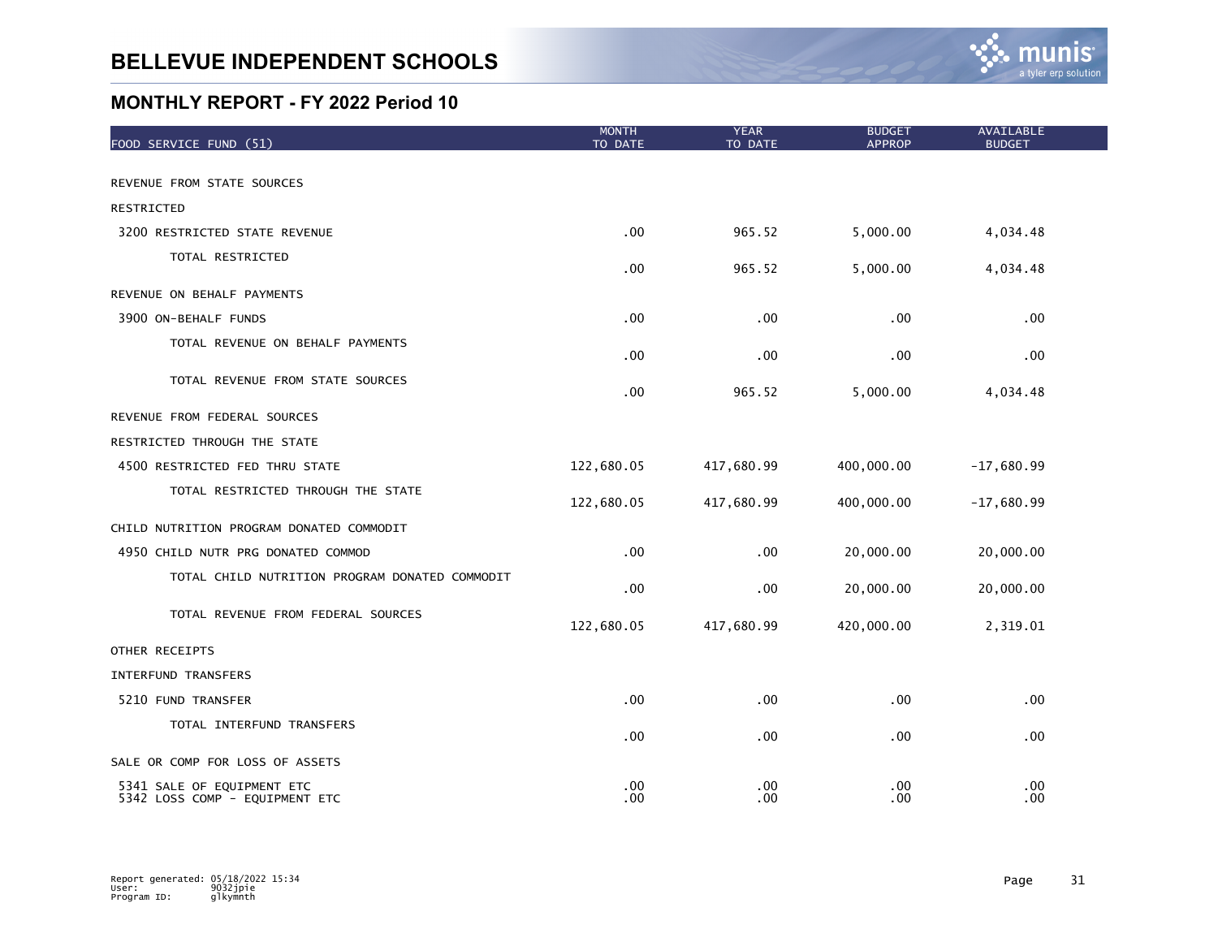# BELLEVUE INDEPENDENT SCHOOLS

## MONTHLY REPORT - FY 2022 Period 10

| FOOD SERVICE FUND (51) | MONTH TO DATE | YEAR TO DATE | BUDGET APPROP | AVAILABLE BUDGET |
|---|---|---|---|---|
| REVENUE FROM STATE SOURCES | | | | |
| RESTRICTED | | | | |
| 3200 RESTRICTED STATE REVENUE | .00 | 965.52 | 5,000.00 | 4,034.48 |
| TOTAL RESTRICTED | .00 | 965.52 | 5,000.00 | 4,034.48 |
| REVENUE ON BEHALF PAYMENTS | | | | |
| 3900 ON-BEHALF FUNDS | .00 | .00 | .00 | .00 |
| TOTAL REVENUE ON BEHALF PAYMENTS | .00 | .00 | .00 | .00 |
| TOTAL REVENUE FROM STATE SOURCES | .00 | 965.52 | 5,000.00 | 4,034.48 |
| REVENUE FROM FEDERAL SOURCES | | | | |
| RESTRICTED THROUGH THE STATE | | | | |
| 4500 RESTRICTED FED THRU STATE | 122,680.05 | 417,680.99 | 400,000.00 | -17,680.99 |
| TOTAL RESTRICTED THROUGH THE STATE | 122,680.05 | 417,680.99 | 400,000.00 | -17,680.99 |
| CHILD NUTRITION PROGRAM DONATED COMMODIT | | | | |
| 4950 CHILD NUTR PRG DONATED COMMOD | .00 | .00 | 20,000.00 | 20,000.00 |
| TOTAL CHILD NUTRITION PROGRAM DONATED COMMODIT | .00 | .00 | 20,000.00 | 20,000.00 |
| TOTAL REVENUE FROM FEDERAL SOURCES | 122,680.05 | 417,680.99 | 420,000.00 | 2,319.01 |
| OTHER RECEIPTS | | | | |
| INTERFUND TRANSFERS | | | | |
| 5210 FUND TRANSFER | .00 | .00 | .00 | .00 |
| TOTAL INTERFUND TRANSFERS | .00 | .00 | .00 | .00 |
| SALE OR COMP FOR LOSS OF ASSETS | | | | |
| 5341 SALE OF EQUIPMENT ETC | .00 | .00 | .00 | .00 |
| 5342 LOSS COMP - EQUIPMENT ETC | .00 | .00 | .00 | .00 |

Report generated: 05/18/2022 15:34
User: 9032jpie
Program ID: glkymnth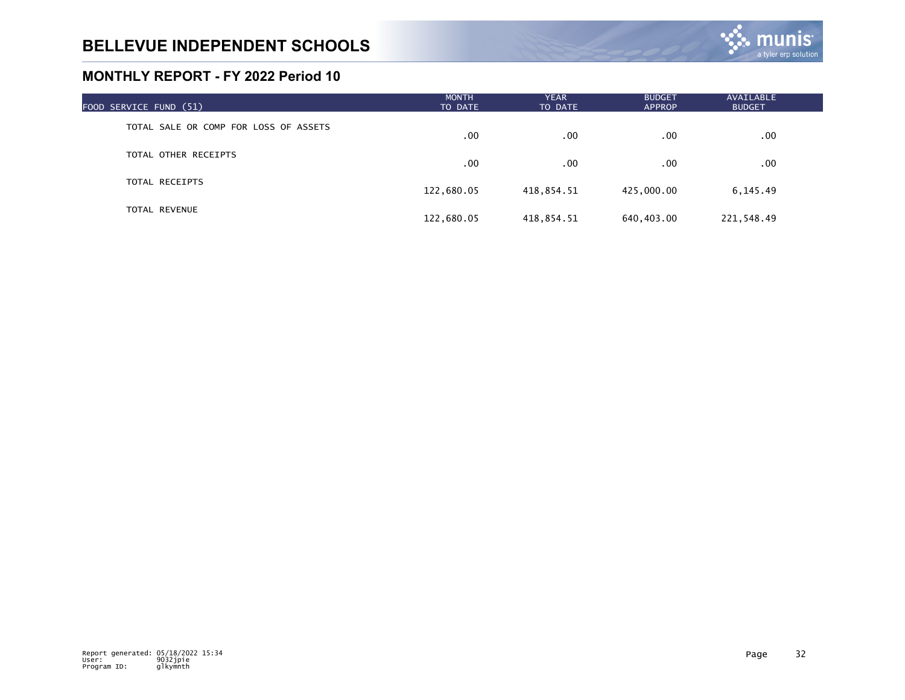# BELLEVUE INDEPENDENT SCHOOLS

## MONTHLY REPORT - FY 2022 Period 10

| FOOD SERVICE FUND (51) | MONTH TO DATE | YEAR TO DATE | BUDGET APPROP | AVAILABLE BUDGET |
|---|---|---|---|---|
| TOTAL SALE OR COMP FOR LOSS OF ASSETS | .00 | .00 | .00 | .00 |
| TOTAL OTHER RECEIPTS | .00 | .00 | .00 | .00 |
| TOTAL RECEIPTS | 122,680.05 | 418,854.51 | 425,000.00 | 6,145.49 |
| TOTAL REVENUE | 122,680.05 | 418,854.51 | 640,403.00 | 221,548.49 |

Report generated: 05/18/2022 15:34
User: 9032jpie
Program ID: glkymnth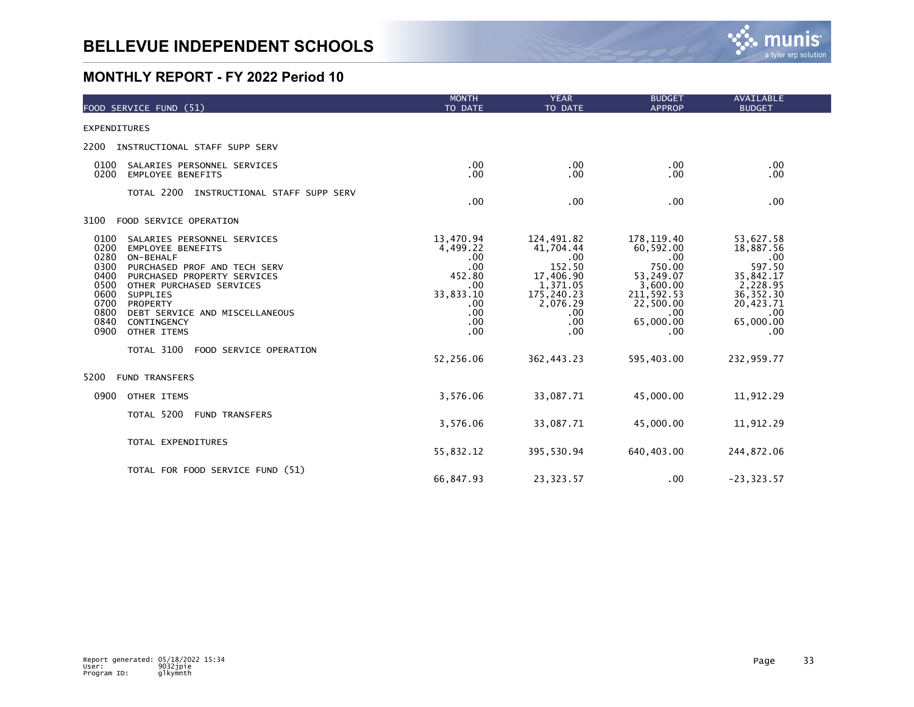# BELLEVUE INDEPENDENT SCHOOLS

## MONTHLY REPORT - FY 2022 Period 10

| FOOD SERVICE FUND (51) | MONTH TO DATE | YEAR TO DATE | BUDGET APPROP | AVAILABLE BUDGET |
|---|---|---|---|---|
| EXPENDITURES | | | | |
| 2200 INSTRUCTIONAL STAFF SUPP SERV | | | | |
| 0100 SALARIES PERSONNEL SERVICES | .00 | .00 | .00 | .00 |
| 0200 EMPLOYEE BENEFITS | .00 | .00 | .00 | .00 |
| TOTAL 2200 INSTRUCTIONAL STAFF SUPP SERV | .00 | .00 | .00 | .00 |
| 3100 FOOD SERVICE OPERATION | | | | |
| 0100 SALARIES PERSONNEL SERVICES | 13,470.94 | 124,491.82 | 178,119.40 | 53,627.58 |
| 0200 EMPLOYEE BENEFITS | 4,499.22 | 41,704.44 | 60,592.00 | 18,887.56 |
| 0280 ON-BEHALF | .00 | .00 | .00 | .00 |
| 0300 PURCHASED PROF AND TECH SERV | .00 | 152.50 | 750.00 | 597.50 |
| 0400 PURCHASED PROPERTY SERVICES | 452.80 | 17,406.90 | 53,249.07 | 35,842.17 |
| 0500 OTHER PURCHASED SERVICES | .00 | 1,371.05 | 3,600.00 | 2,228.95 |
| 0600 SUPPLIES | 33,833.10 | 175,240.23 | 211,592.53 | 36,352.30 |
| 0700 PROPERTY | .00 | 2,076.29 | 22,500.00 | 20,423.71 |
| 0800 DEBT SERVICE AND MISCELLANEOUS | .00 | .00 | .00 | .00 |
| 0840 CONTINGENCY | .00 | .00 | 65,000.00 | 65,000.00 |
| 0900 OTHER ITEMS | .00 | .00 | .00 | .00 |
| TOTAL 3100 FOOD SERVICE OPERATION | 52,256.06 | 362,443.23 | 595,403.00 | 232,959.77 |
| 5200 FUND TRANSFERS | | | | |
| 0900 OTHER ITEMS | 3,576.06 | 33,087.71 | 45,000.00 | 11,912.29 |
| TOTAL 5200 FUND TRANSFERS | 3,576.06 | 33,087.71 | 45,000.00 | 11,912.29 |
| TOTAL EXPENDITURES | 55,832.12 | 395,530.94 | 640,403.00 | 244,872.06 |
| TOTAL FOR FOOD SERVICE FUND (51) | 66,847.93 | 23,323.57 | .00 | -23,323.57 |

Report generated: 05/18/2022 15:34
User: 9032jpie
Program ID: glkymnth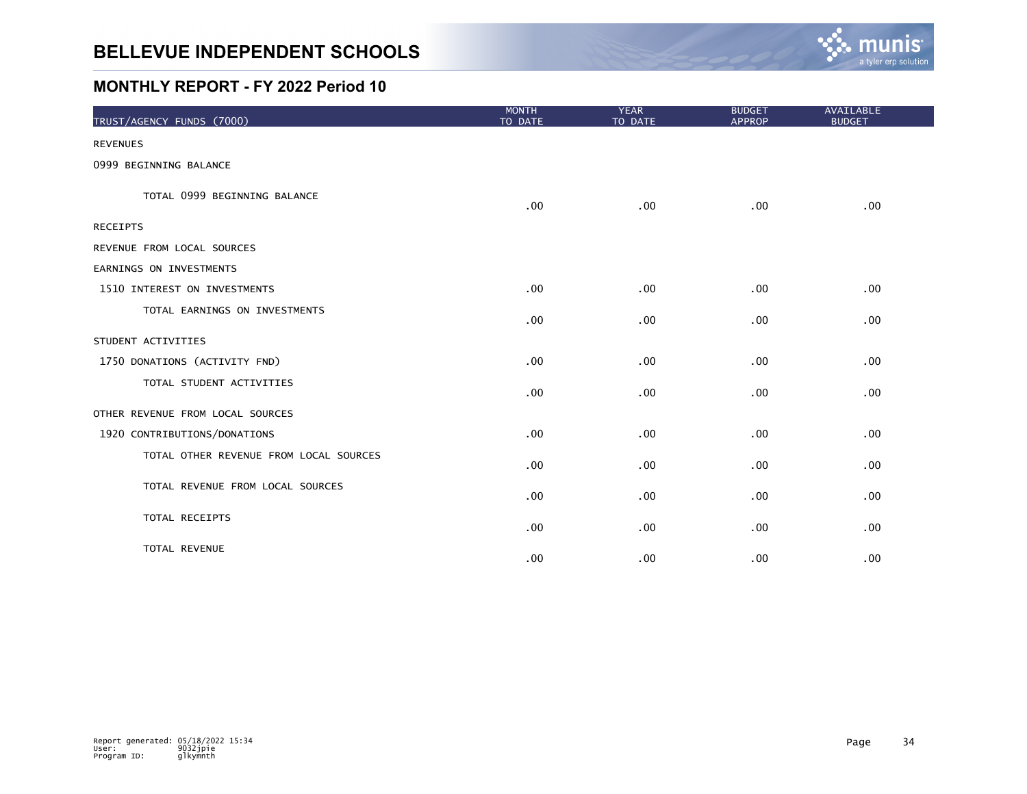# BELLEVUE INDEPENDENT SCHOOLS

## MONTHLY REPORT - FY 2022 Period 10

| TRUST/AGENCY FUNDS (7000) | MONTH TO DATE | YEAR TO DATE | BUDGET APPROP | AVAILABLE BUDGET |
|---|---|---|---|---|
| REVENUES | | | | |
| 0999 BEGINNING BALANCE | | | | |
| TOTAL 0999 BEGINNING BALANCE | .00 | .00 | .00 | .00 |
| RECEIPTS | | | | |
| REVENUE FROM LOCAL SOURCES | | | | |
| EARNINGS ON INVESTMENTS | | | | |
| 1510 INTEREST ON INVESTMENTS | .00 | .00 | .00 | .00 |
| TOTAL EARNINGS ON INVESTMENTS | .00 | .00 | .00 | .00 |
| STUDENT ACTIVITIES | | | | |
| 1750 DONATIONS (ACTIVITY FND) | .00 | .00 | .00 | .00 |
| TOTAL STUDENT ACTIVITIES | .00 | .00 | .00 | .00 |
| OTHER REVENUE FROM LOCAL SOURCES | | | | |
| 1920 CONTRIBUTIONS/DONATIONS | .00 | .00 | .00 | .00 |
| TOTAL OTHER REVENUE FROM LOCAL SOURCES | .00 | .00 | .00 | .00 |
| TOTAL REVENUE FROM LOCAL SOURCES | .00 | .00 | .00 | .00 |
| TOTAL RECEIPTS | .00 | .00 | .00 | .00 |
| TOTAL REVENUE | .00 | .00 | .00 | .00 |

Report generated: 05/18/2022 15:34
User: 9032jpie
Program ID: glkymnth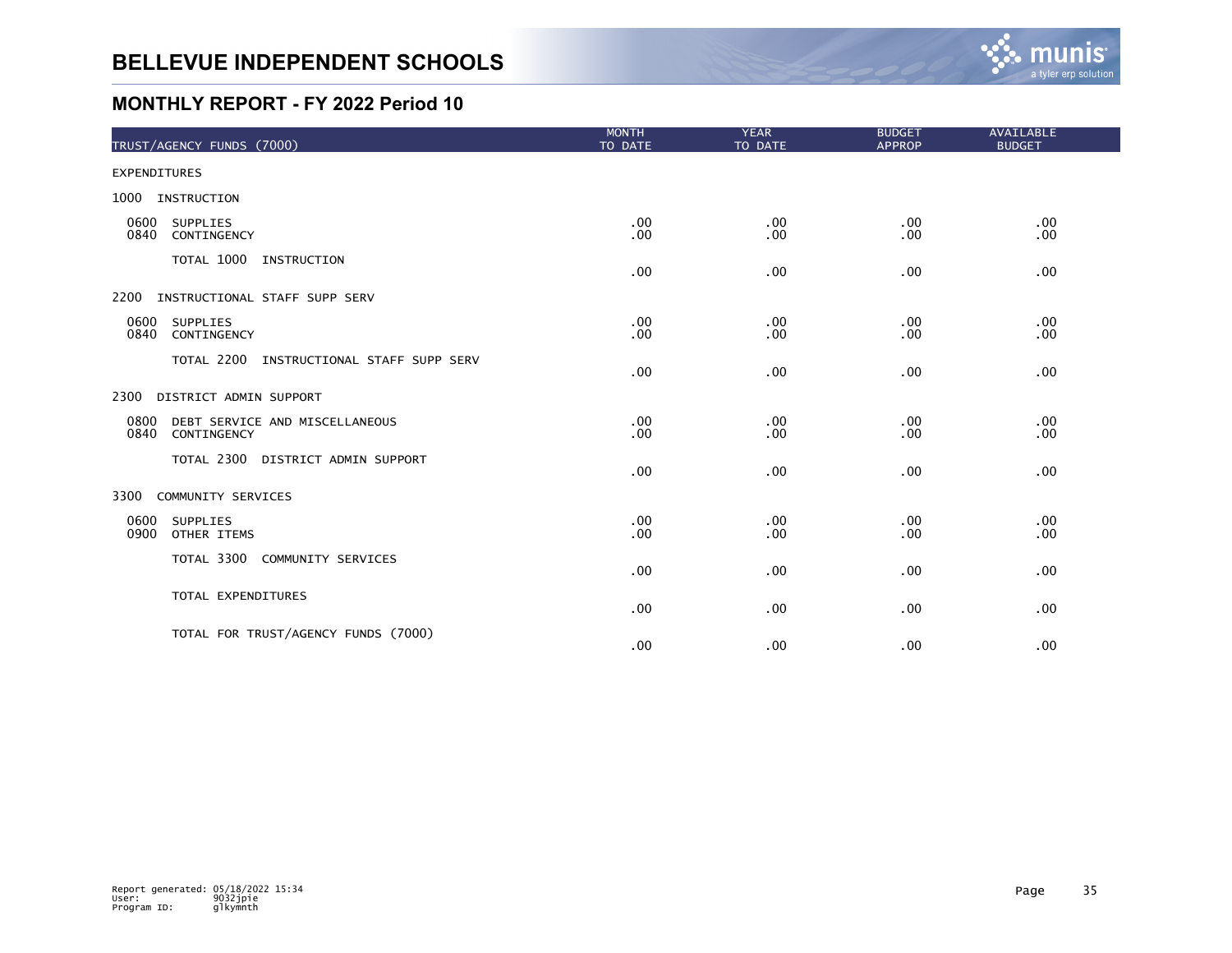# BELLEVUE INDEPENDENT SCHOOLS

## MONTHLY REPORT - FY 2022 Period 10

| TRUST/AGENCY FUNDS (7000) | MONTH TO DATE | YEAR TO DATE | BUDGET APPROP | AVAILABLE BUDGET |
|---|---|---|---|---|
| EXPENDITURES | | | | |
| 1000 INSTRUCTION | | | | |
| 0600 SUPPLIES | .00 | .00 | .00 | .00 |
| 0840 CONTINGENCY | .00 | .00 | .00 | .00 |
| TOTAL 1000 INSTRUCTION | .00 | .00 | .00 | .00 |
| 2200 INSTRUCTIONAL STAFF SUPP SERV | | | | |
| 0600 SUPPLIES | .00 | .00 | .00 | .00 |
| 0840 CONTINGENCY | .00 | .00 | .00 | .00 |
| TOTAL 2200 INSTRUCTIONAL STAFF SUPP SERV | .00 | .00 | .00 | .00 |
| 2300 DISTRICT ADMIN SUPPORT | | | | |
| 0800 DEBT SERVICE AND MISCELLANEOUS | .00 | .00 | .00 | .00 |
| 0840 CONTINGENCY | .00 | .00 | .00 | .00 |
| TOTAL 2300 DISTRICT ADMIN SUPPORT | .00 | .00 | .00 | .00 |
| 3300 COMMUNITY SERVICES | | | | |
| 0600 SUPPLIES | .00 | .00 | .00 | .00 |
| 0900 OTHER ITEMS | .00 | .00 | .00 | .00 |
| TOTAL 3300 COMMUNITY SERVICES | .00 | .00 | .00 | .00 |
| TOTAL EXPENDITURES | .00 | .00 | .00 | .00 |
| TOTAL FOR TRUST/AGENCY FUNDS (7000) | .00 | .00 | .00 | .00 |

Report generated: 05/18/2022 15:34
User: 9032jpie
Program ID: glkymnth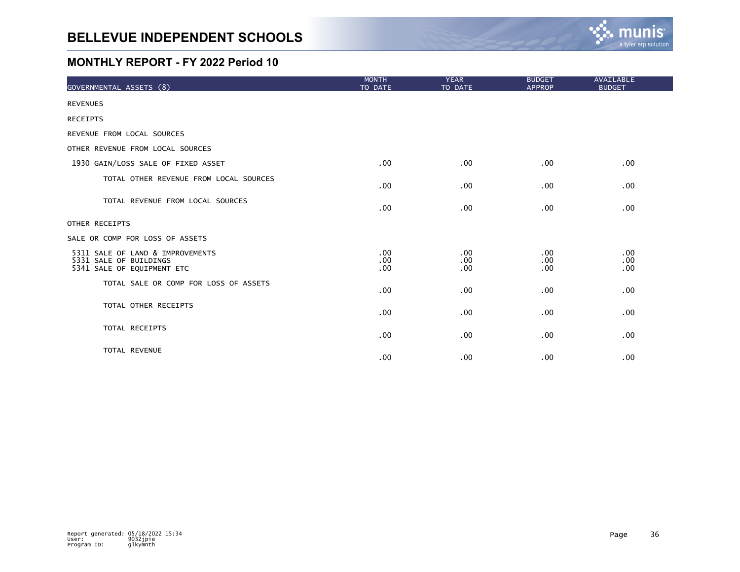# BELLEVUE INDEPENDENT SCHOOLS

## MONTHLY REPORT - FY 2022 Period 10

| GOVERNMENTAL ASSETS (8) | MONTH TO DATE | YEAR TO DATE | BUDGET APPROP | AVAILABLE BUDGET |
|---|---|---|---|---|
| REVENUES | | | | |
| RECEIPTS | | | | |
| REVENUE FROM LOCAL SOURCES | | | | |
| OTHER REVENUE FROM LOCAL SOURCES | | | | |
| 1930 GAIN/LOSS SALE OF FIXED ASSET | .00 | .00 | .00 | .00 |
| TOTAL OTHER REVENUE FROM LOCAL SOURCES | .00 | .00 | .00 | .00 |
| TOTAL REVENUE FROM LOCAL SOURCES | .00 | .00 | .00 | .00 |
| OTHER RECEIPTS | | | | |
| SALE OR COMP FOR LOSS OF ASSETS | | | | |
| 5311 SALE OF LAND & IMPROVEMENTS | .00 | .00 | .00 | .00 |
| 5331 SALE OF BUILDINGS | .00 | .00 | .00 | .00 |
| 5341 SALE OF EQUIPMENT ETC | .00 | .00 | .00 | .00 |
| TOTAL SALE OR COMP FOR LOSS OF ASSETS | .00 | .00 | .00 | .00 |
| TOTAL OTHER RECEIPTS | .00 | .00 | .00 | .00 |
| TOTAL RECEIPTS | .00 | .00 | .00 | .00 |
| TOTAL REVENUE | .00 | .00 | .00 | .00 |

Report generated: 05/18/2022 15:34
User: 9032jpie
Program ID: glkymnth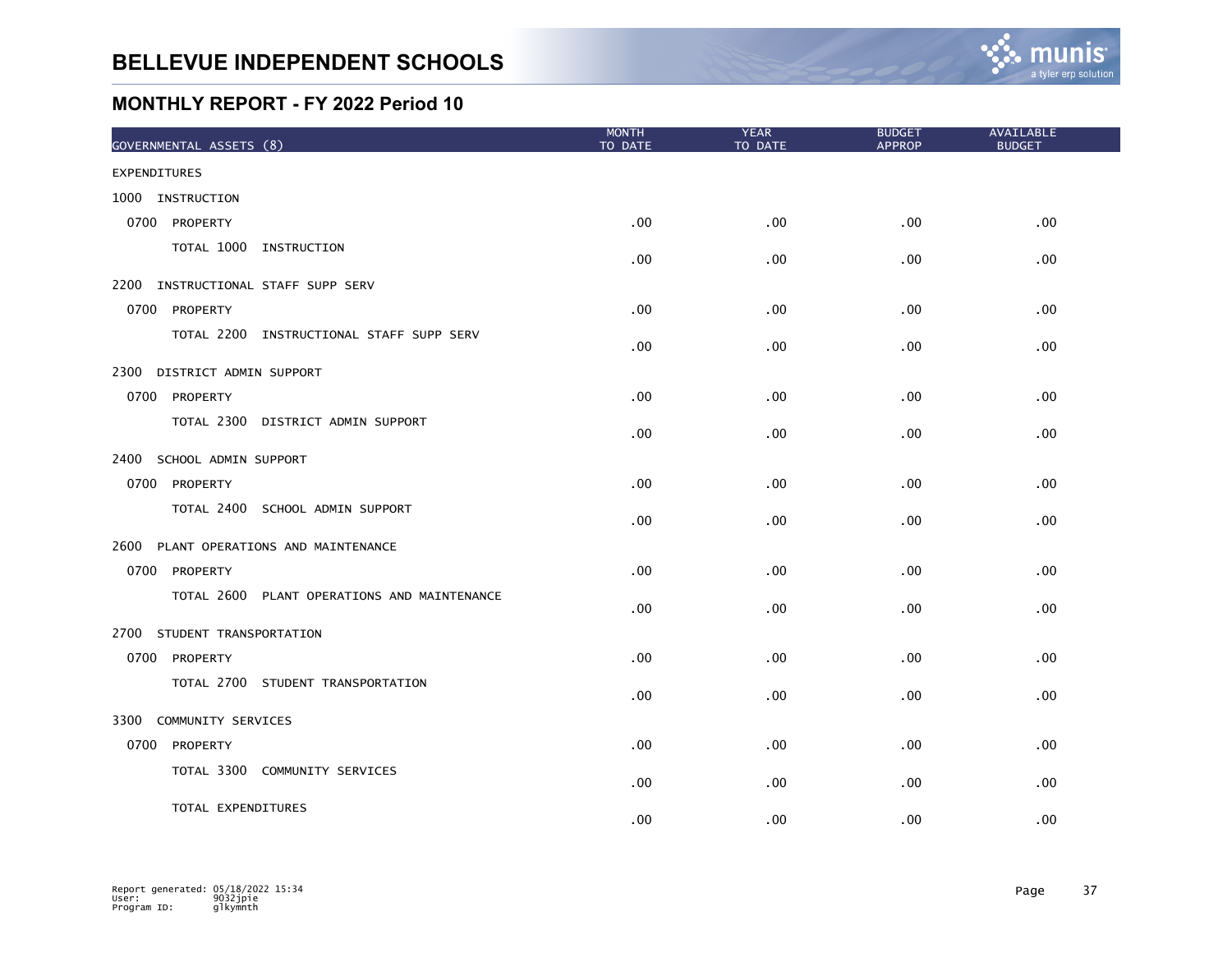# BELLEVUE INDEPENDENT SCHOOLS

## MONTHLY REPORT - FY 2022 Period 10

| GOVERNMENTAL ASSETS (8) | MONTH TO DATE | YEAR TO DATE | BUDGET APPROP | AVAILABLE BUDGET |
|---|---|---|---|---|
| EXPENDITURES | | | | |
| 1000 INSTRUCTION | | | | |
| 0700 PROPERTY | .00 | .00 | .00 | .00 |
| TOTAL 1000 INSTRUCTION | .00 | .00 | .00 | .00 |
| 2200 INSTRUCTIONAL STAFF SUPP SERV | | | | |
| 0700 PROPERTY | .00 | .00 | .00 | .00 |
| TOTAL 2200 INSTRUCTIONAL STAFF SUPP SERV | .00 | .00 | .00 | .00 |
| 2300 DISTRICT ADMIN SUPPORT | | | | |
| 0700 PROPERTY | .00 | .00 | .00 | .00 |
| TOTAL 2300 DISTRICT ADMIN SUPPORT | .00 | .00 | .00 | .00 |
| 2400 SCHOOL ADMIN SUPPORT | | | | |
| 0700 PROPERTY | .00 | .00 | .00 | .00 |
| TOTAL 2400 SCHOOL ADMIN SUPPORT | .00 | .00 | .00 | .00 |
| 2600 PLANT OPERATIONS AND MAINTENANCE | | | | |
| 0700 PROPERTY | .00 | .00 | .00 | .00 |
| TOTAL 2600 PLANT OPERATIONS AND MAINTENANCE | .00 | .00 | .00 | .00 |
| 2700 STUDENT TRANSPORTATION | | | | |
| 0700 PROPERTY | .00 | .00 | .00 | .00 |
| TOTAL 2700 STUDENT TRANSPORTATION | .00 | .00 | .00 | .00 |
| 3300 COMMUNITY SERVICES | | | | |
| 0700 PROPERTY | .00 | .00 | .00 | .00 |
| TOTAL 3300 COMMUNITY SERVICES | .00 | .00 | .00 | .00 |
| TOTAL EXPENDITURES | .00 | .00 | .00 | .00 |

Report generated: 05/18/2022 15:34
User: 9032jpie
Program ID: glkymnth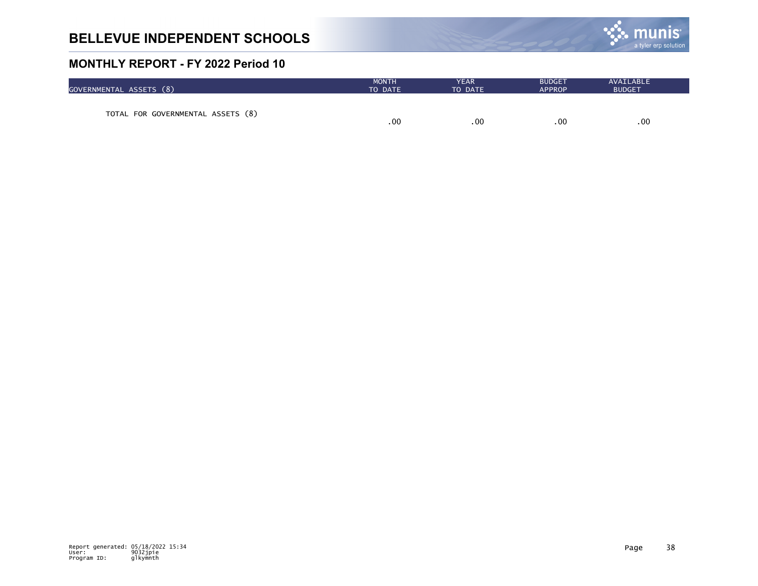# BELLEVUE INDEPENDENT SCHOOLS

## MONTHLY REPORT - FY 2022 Period 10

| GOVERNMENTAL ASSETS (8) | MONTH TO DATE | YEAR TO DATE | BUDGET APPROP | AVAILABLE BUDGET |
|---|---|---|---|---|
| TOTAL FOR GOVERNMENTAL ASSETS (8) | .00 | .00 | .00 | .00 |

Report generated: 05/18/2022 15:34
User: 9032jpie
Program ID: glkymnth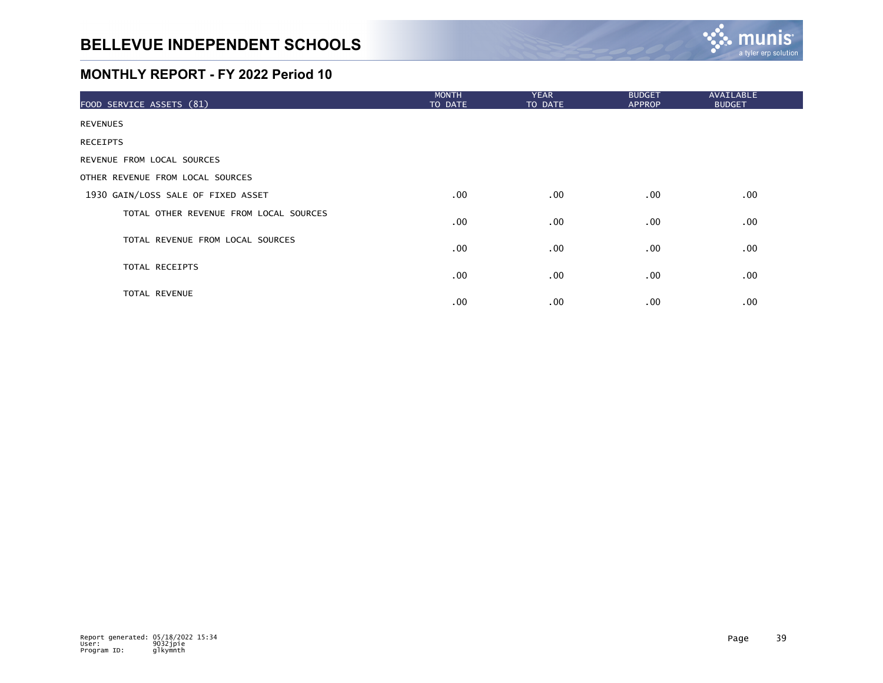# BELLEVUE INDEPENDENT SCHOOLS

## MONTHLY REPORT - FY 2022 Period 10

| FOOD SERVICE ASSETS (81) | MONTH TO DATE | YEAR TO DATE | BUDGET APPROP | AVAILABLE BUDGET |
|---|---|---|---|---|
| REVENUES | | | | |
| RECEIPTS | | | | |
| REVENUE FROM LOCAL SOURCES | | | | |
| OTHER REVENUE FROM LOCAL SOURCES | | | | |
| 1930 GAIN/LOSS SALE OF FIXED ASSET | .00 | .00 | .00 | .00 |
| TOTAL OTHER REVENUE FROM LOCAL SOURCES | .00 | .00 | .00 | .00 |
| TOTAL REVENUE FROM LOCAL SOURCES | .00 | .00 | .00 | .00 |
| TOTAL RECEIPTS | .00 | .00 | .00 | .00 |
| TOTAL REVENUE | .00 | .00 | .00 | .00 |

Report generated: 05/18/2022 15:34
User: 9032jpie
Program ID: glkymnth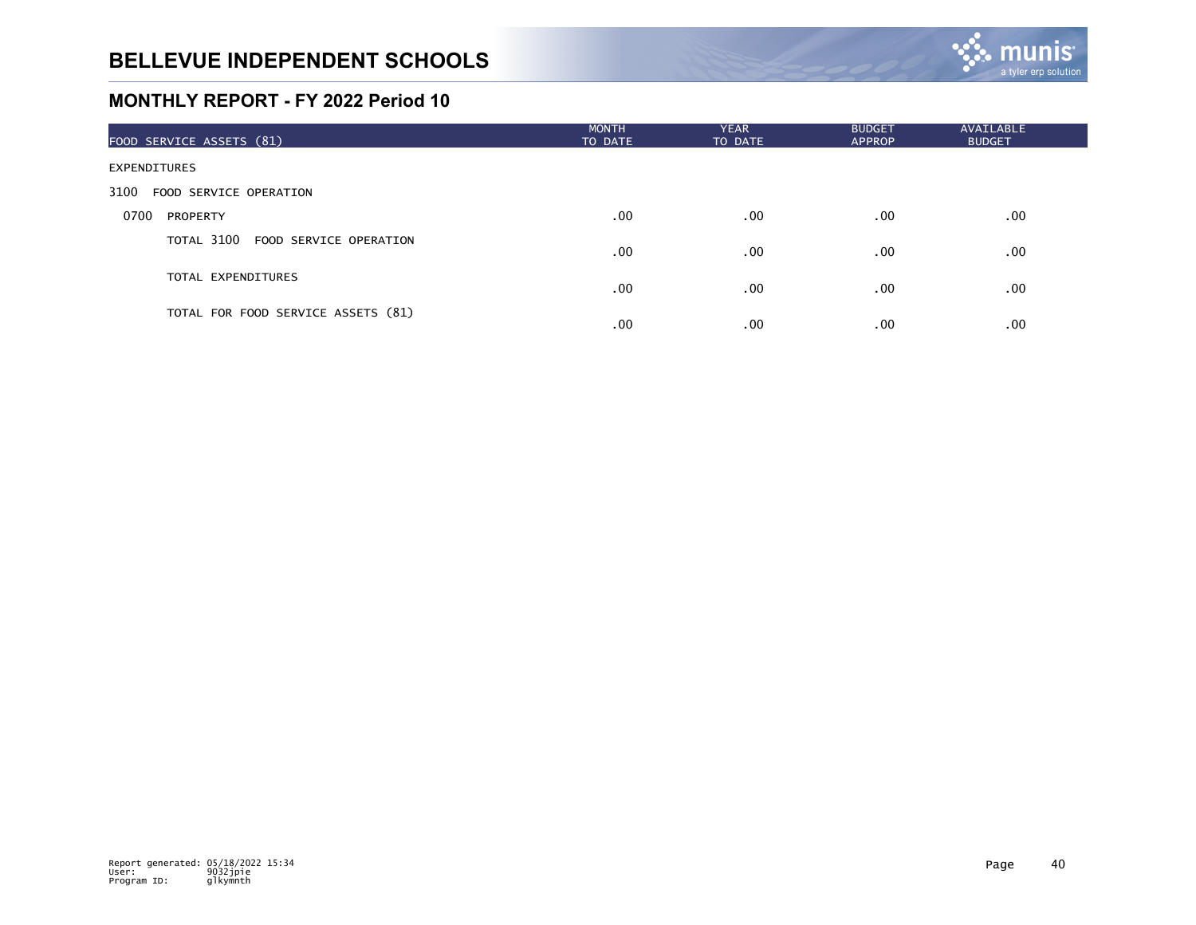# BELLEVUE INDEPENDENT SCHOOLS

## MONTHLY REPORT - FY 2022 Period 10

| FOOD SERVICE ASSETS (81) | MONTH TO DATE | YEAR TO DATE | BUDGET APPROP | AVAILABLE BUDGET |
|---|---|---|---|---|
| EXPENDITURES | | | | |
| 3100 FOOD SERVICE OPERATION | | | | |
| 0700 PROPERTY | .00 | .00 | .00 | .00 |
| TOTAL 3100 FOOD SERVICE OPERATION | .00 | .00 | .00 | .00 |
| TOTAL EXPENDITURES | .00 | .00 | .00 | .00 |
| TOTAL FOR FOOD SERVICE ASSETS (81) | .00 | .00 | .00 | .00 |

Report generated: 05/18/2022 15:34
User: 9032jpie
Program ID: glkymnth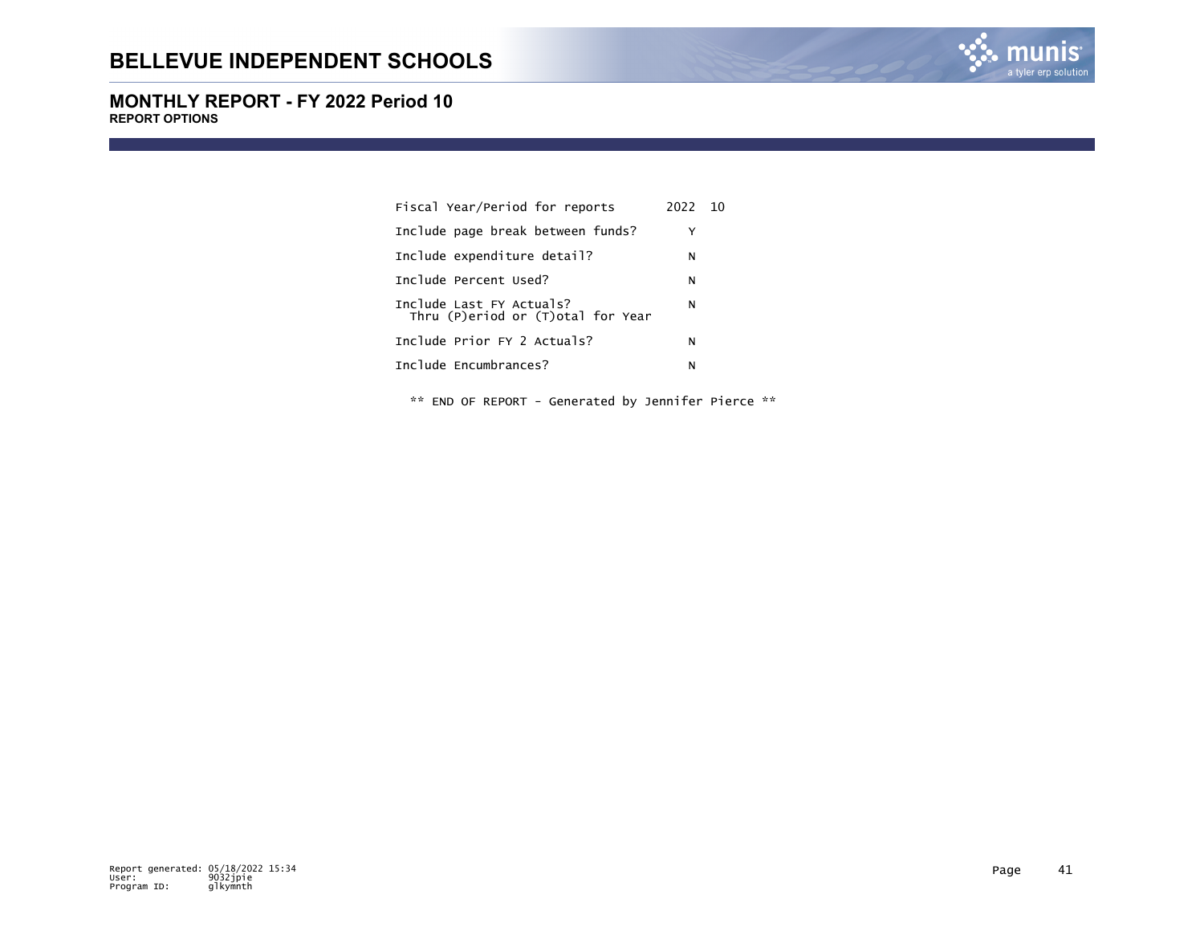# BELLEVUE INDEPENDENT SCHOOLS

## MONTHLY REPORT - FY 2022 Period 10

**REPORT OPTIONS**

| | |
|---|---|
| Fiscal Year/Period for reports | 2022 10 |
| Include page break between funds? | Y |
| Include expenditure detail? | N |
| Include Percent Used? | N |
| Include Last FY Actuals? Thru (P)eriod or (T)otal for Year | N |
| Include Prior FY 2 Actuals? | N |
| Include Encumbrances? | N |

** END OF REPORT - Generated by Jennifer Pierce **

Report generated: 05/18/2022 15:34
User: 9032jpie
Program ID: glkymnth